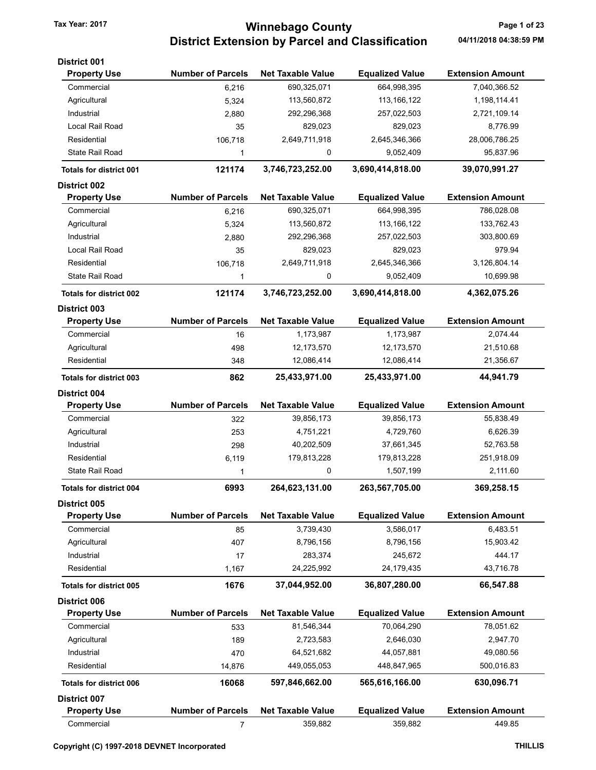# Winnebago County
## District Extension by Parcel and Classification

Tax Year: 2017

04/11/2018 04:38:59 PM

### District 001

| Property Use | Number of Parcels | Net Taxable Value | Equalized Value | Extension Amount |
|---|---|---|---|---|
| Commercial | 6,216 | 690,325,071 | 664,998,395 | 7,040,366.52 |
| Agricultural | 5,324 | 113,560,872 | 113,166,122 | 1,198,114.41 |
| Industrial | 2,880 | 292,296,368 | 257,022,503 | 2,721,109.14 |
| Local Rail Road | 35 | 829,023 | 829,023 | 8,776.99 |
| Residential | 106,718 | 2,649,711,918 | 2,645,346,366 | 28,006,786.25 |
| State Rail Road | 1 | 0 | 9,052,409 | 95,837.96 |
| **Totals for district 001** | **121174** | **3,746,723,252.00** | **3,690,414,818.00** | **39,070,991.27** |

### District 002

| Property Use | Number of Parcels | Net Taxable Value | Equalized Value | Extension Amount |
|---|---|---|---|---|
| Commercial | 6,216 | 690,325,071 | 664,998,395 | 786,028.08 |
| Agricultural | 5,324 | 113,560,872 | 113,166,122 | 133,762.43 |
| Industrial | 2,880 | 292,296,368 | 257,022,503 | 303,800.69 |
| Local Rail Road | 35 | 829,023 | 829,023 | 979.94 |
| Residential | 106,718 | 2,649,711,918 | 2,645,346,366 | 3,126,804.14 |
| State Rail Road | 1 | 0 | 9,052,409 | 10,699.98 |
| **Totals for district 002** | **121174** | **3,746,723,252.00** | **3,690,414,818.00** | **4,362,075.26** |

### District 003

| Property Use | Number of Parcels | Net Taxable Value | Equalized Value | Extension Amount |
|---|---|---|---|---|
| Commercial | 16 | 1,173,987 | 1,173,987 | 2,074.44 |
| Agricultural | 498 | 12,173,570 | 12,173,570 | 21,510.68 |
| Residential | 348 | 12,086,414 | 12,086,414 | 21,356.67 |
| **Totals for district 003** | **862** | **25,433,971.00** | **25,433,971.00** | **44,941.79** |

### District 004

| Property Use | Number of Parcels | Net Taxable Value | Equalized Value | Extension Amount |
|---|---|---|---|---|
| Commercial | 322 | 39,856,173 | 39,856,173 | 55,838.49 |
| Agricultural | 253 | 4,751,221 | 4,729,760 | 6,626.39 |
| Industrial | 298 | 40,202,509 | 37,661,345 | 52,763.58 |
| Residential | 6,119 | 179,813,228 | 179,813,228 | 251,918.09 |
| State Rail Road | 1 | 0 | 1,507,199 | 2,111.60 |
| **Totals for district 004** | **6993** | **264,623,131.00** | **263,567,705.00** | **369,258.15** |

### District 005

| Property Use | Number of Parcels | Net Taxable Value | Equalized Value | Extension Amount |
|---|---|---|---|---|
| Commercial | 85 | 3,739,430 | 3,586,017 | 6,483.51 |
| Agricultural | 407 | 8,796,156 | 8,796,156 | 15,903.42 |
| Industrial | 17 | 283,374 | 245,672 | 444.17 |
| Residential | 1,167 | 24,225,992 | 24,179,435 | 43,716.78 |
| **Totals for district 005** | **1676** | **37,044,952.00** | **36,807,280.00** | **66,547.88** |

### District 006

| Property Use | Number of Parcels | Net Taxable Value | Equalized Value | Extension Amount |
|---|---|---|---|---|
| Commercial | 533 | 81,546,344 | 70,064,290 | 78,051.62 |
| Agricultural | 189 | 2,723,583 | 2,646,030 | 2,947.70 |
| Industrial | 470 | 64,521,682 | 44,057,881 | 49,080.56 |
| Residential | 14,876 | 449,055,053 | 448,847,965 | 500,016.83 |
| **Totals for district 006** | **16068** | **597,846,662.00** | **565,616,166.00** | **630,096.71** |

### District 007

| Property Use | Number of Parcels | Net Taxable Value | Equalized Value | Extension Amount |
|---|---|---|---|---|
| Commercial | 7 | 359,882 | 359,882 | 449.85 |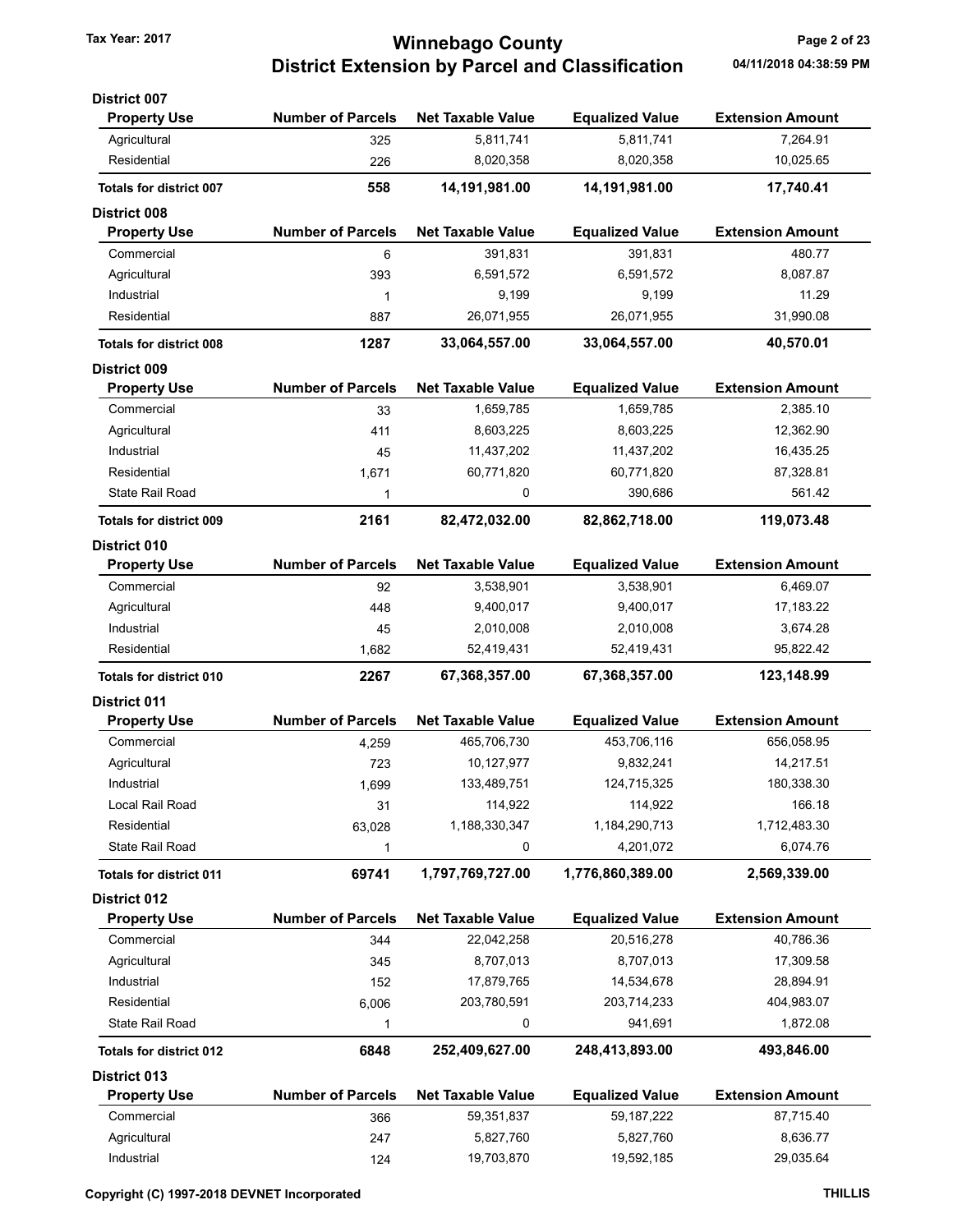# Winnebago County
## District Extension by Parcel and Classification

Tax Year: 2017

04/11/2018 04:38:59 PM

### District 007

| Property Use | Number of Parcels | Net Taxable Value | Equalized Value | Extension Amount |
|---|---|---|---|---|
| Agricultural | 325 | 5,811,741 | 5,811,741 | 7,264.91 |
| Residential | 226 | 8,020,358 | 8,020,358 | 10,025.65 |
| **Totals for district 007** | **558** | **14,191,981.00** | **14,191,981.00** | **17,740.41** |

### District 008

| Property Use | Number of Parcels | Net Taxable Value | Equalized Value | Extension Amount |
|---|---|---|---|---|
| Commercial | 6 | 391,831 | 391,831 | 480.77 |
| Agricultural | 393 | 6,591,572 | 6,591,572 | 8,087.87 |
| Industrial | 1 | 9,199 | 9,199 | 11.29 |
| Residential | 887 | 26,071,955 | 26,071,955 | 31,990.08 |
| **Totals for district 008** | **1287** | **33,064,557.00** | **33,064,557.00** | **40,570.01** |

### District 009

| Property Use | Number of Parcels | Net Taxable Value | Equalized Value | Extension Amount |
|---|---|---|---|---|
| Commercial | 33 | 1,659,785 | 1,659,785 | 2,385.10 |
| Agricultural | 411 | 8,603,225 | 8,603,225 | 12,362.90 |
| Industrial | 45 | 11,437,202 | 11,437,202 | 16,435.25 |
| Residential | 1,671 | 60,771,820 | 60,771,820 | 87,328.81 |
| State Rail Road | 1 | 0 | 390,686 | 561.42 |
| **Totals for district 009** | **2161** | **82,472,032.00** | **82,862,718.00** | **119,073.48** |

### District 010

| Property Use | Number of Parcels | Net Taxable Value | Equalized Value | Extension Amount |
|---|---|---|---|---|
| Commercial | 92 | 3,538,901 | 3,538,901 | 6,469.07 |
| Agricultural | 448 | 9,400,017 | 9,400,017 | 17,183.22 |
| Industrial | 45 | 2,010,008 | 2,010,008 | 3,674.28 |
| Residential | 1,682 | 52,419,431 | 52,419,431 | 95,822.42 |
| **Totals for district 010** | **2267** | **67,368,357.00** | **67,368,357.00** | **123,148.99** |

### District 011

| Property Use | Number of Parcels | Net Taxable Value | Equalized Value | Extension Amount |
|---|---|---|---|---|
| Commercial | 4,259 | 465,706,730 | 453,706,116 | 656,058.95 |
| Agricultural | 723 | 10,127,977 | 9,832,241 | 14,217.51 |
| Industrial | 1,699 | 133,489,751 | 124,715,325 | 180,338.30 |
| Local Rail Road | 31 | 114,922 | 114,922 | 166.18 |
| Residential | 63,028 | 1,188,330,347 | 1,184,290,713 | 1,712,483.30 |
| State Rail Road | 1 | 0 | 4,201,072 | 6,074.76 |
| **Totals for district 011** | **69741** | **1,797,769,727.00** | **1,776,860,389.00** | **2,569,339.00** |

### District 012

| Property Use | Number of Parcels | Net Taxable Value | Equalized Value | Extension Amount |
|---|---|---|---|---|
| Commercial | 344 | 22,042,258 | 20,516,278 | 40,786.36 |
| Agricultural | 345 | 8,707,013 | 8,707,013 | 17,309.58 |
| Industrial | 152 | 17,879,765 | 14,534,678 | 28,894.91 |
| Residential | 6,006 | 203,780,591 | 203,714,233 | 404,983.07 |
| State Rail Road | 1 | 0 | 941,691 | 1,872.08 |
| **Totals for district 012** | **6848** | **252,409,627.00** | **248,413,893.00** | **493,846.00** |

### District 013

| Property Use | Number of Parcels | Net Taxable Value | Equalized Value | Extension Amount |
|---|---|---|---|---|
| Commercial | 366 | 59,351,837 | 59,187,222 | 87,715.40 |
| Agricultural | 247 | 5,827,760 | 5,827,760 | 8,636.77 |
| Industrial | 124 | 19,703,870 | 19,592,185 | 29,035.64 |

Copyright (C) 1997-2018 DEVNET Incorporated

THILLIS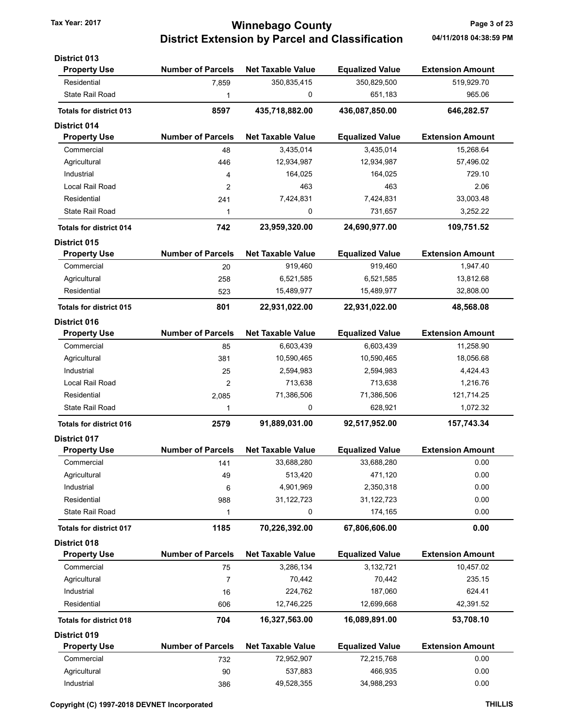# Winnebago County
## District Extension by Parcel and Classification

Tax Year: 2017

04/11/2018 04:38:59 PM

### District 013

| Property Use | Number of Parcels | Net Taxable Value | Equalized Value | Extension Amount |
|---|---|---|---|---|
| Residential | 7,859 | 350,835,415 | 350,829,500 | 519,929.70 |
| State Rail Road | 1 | 0 | 651,183 | 965.06 |
| **Totals for district 013** | **8597** | **435,718,882.00** | **436,087,850.00** | **646,282.57** |

### District 014

| Property Use | Number of Parcels | Net Taxable Value | Equalized Value | Extension Amount |
|---|---|---|---|---|
| Commercial | 48 | 3,435,014 | 3,435,014 | 15,268.64 |
| Agricultural | 446 | 12,934,987 | 12,934,987 | 57,496.02 |
| Industrial | 4 | 164,025 | 164,025 | 729.10 |
| Local Rail Road | 2 | 463 | 463 | 2.06 |
| Residential | 241 | 7,424,831 | 7,424,831 | 33,003.48 |
| State Rail Road | 1 | 0 | 731,657 | 3,252.22 |
| **Totals for district 014** | **742** | **23,959,320.00** | **24,690,977.00** | **109,751.52** |

### District 015

| Property Use | Number of Parcels | Net Taxable Value | Equalized Value | Extension Amount |
|---|---|---|---|---|
| Commercial | 20 | 919,460 | 919,460 | 1,947.40 |
| Agricultural | 258 | 6,521,585 | 6,521,585 | 13,812.68 |
| Residential | 523 | 15,489,977 | 15,489,977 | 32,808.00 |
| **Totals for district 015** | **801** | **22,931,022.00** | **22,931,022.00** | **48,568.08** |

### District 016

| Property Use | Number of Parcels | Net Taxable Value | Equalized Value | Extension Amount |
|---|---|---|---|---|
| Commercial | 85 | 6,603,439 | 6,603,439 | 11,258.90 |
| Agricultural | 381 | 10,590,465 | 10,590,465 | 18,056.68 |
| Industrial | 25 | 2,594,983 | 2,594,983 | 4,424.43 |
| Local Rail Road | 2 | 713,638 | 713,638 | 1,216.76 |
| Residential | 2,085 | 71,386,506 | 71,386,506 | 121,714.25 |
| State Rail Road | 1 | 0 | 628,921 | 1,072.32 |
| **Totals for district 016** | **2579** | **91,889,031.00** | **92,517,952.00** | **157,743.34** |

### District 017

| Property Use | Number of Parcels | Net Taxable Value | Equalized Value | Extension Amount |
|---|---|---|---|---|
| Commercial | 141 | 33,688,280 | 33,688,280 | 0.00 |
| Agricultural | 49 | 513,420 | 471,120 | 0.00 |
| Industrial | 6 | 4,901,969 | 2,350,318 | 0.00 |
| Residential | 988 | 31,122,723 | 31,122,723 | 0.00 |
| State Rail Road | 1 | 0 | 174,165 | 0.00 |
| **Totals for district 017** | **1185** | **70,226,392.00** | **67,806,606.00** | **0.00** |

### District 018

| Property Use | Number of Parcels | Net Taxable Value | Equalized Value | Extension Amount |
|---|---|---|---|---|
| Commercial | 75 | 3,286,134 | 3,132,721 | 10,457.02 |
| Agricultural | 7 | 70,442 | 70,442 | 235.15 |
| Industrial | 16 | 224,762 | 187,060 | 624.41 |
| Residential | 606 | 12,746,225 | 12,699,668 | 42,391.52 |
| **Totals for district 018** | **704** | **16,327,563.00** | **16,089,891.00** | **53,708.10** |

### District 019

| Property Use | Number of Parcels | Net Taxable Value | Equalized Value | Extension Amount |
|---|---|---|---|---|
| Commercial | 732 | 72,952,907 | 72,215,768 | 0.00 |
| Agricultural | 90 | 537,883 | 466,935 | 0.00 |
| Industrial | 386 | 49,528,355 | 34,988,293 | 0.00 |

Copyright (C) 1997-2018 DEVNET Incorporated

THILLIS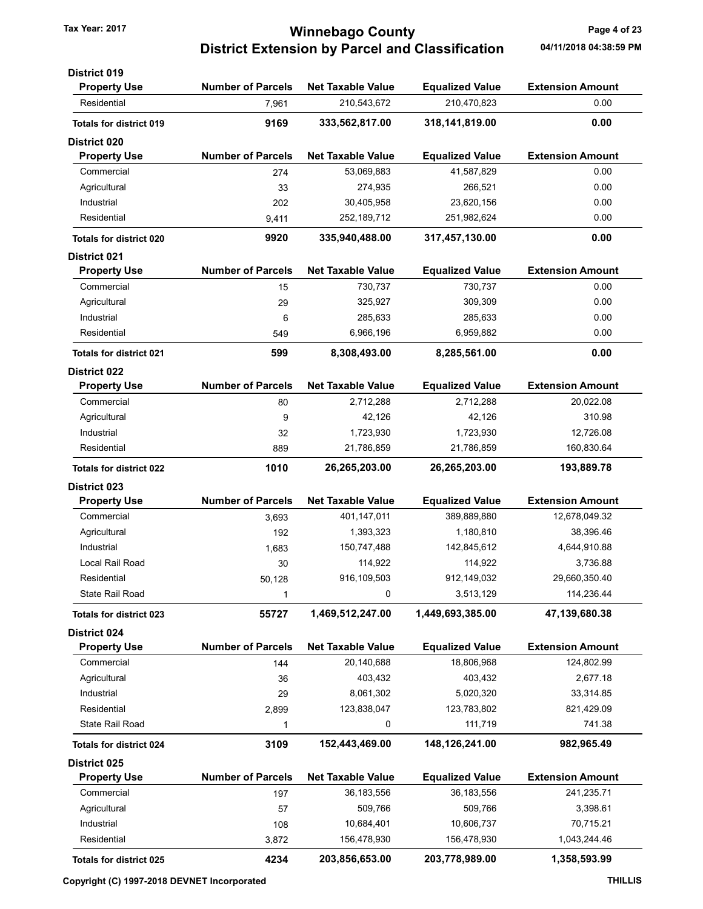# Winnebago County
## District Extension by Parcel and Classification

Tax Year: 2017

04/11/2018 04:38:59 PM

### District 019

| Property Use | Number of Parcels | Net Taxable Value | Equalized Value | Extension Amount |
|---|---|---|---|---|
| Residential | 7,961 | 210,543,672 | 210,470,823 | 0.00 |
| **Totals for district 019** | **9169** | **333,562,817.00** | **318,141,819.00** | **0.00** |

### District 020

| Property Use | Number of Parcels | Net Taxable Value | Equalized Value | Extension Amount |
|---|---|---|---|---|
| Commercial | 274 | 53,069,883 | 41,587,829 | 0.00 |
| Agricultural | 33 | 274,935 | 266,521 | 0.00 |
| Industrial | 202 | 30,405,958 | 23,620,156 | 0.00 |
| Residential | 9,411 | 252,189,712 | 251,982,624 | 0.00 |
| **Totals for district 020** | **9920** | **335,940,488.00** | **317,457,130.00** | **0.00** |

### District 021

| Property Use | Number of Parcels | Net Taxable Value | Equalized Value | Extension Amount |
|---|---|---|---|---|
| Commercial | 15 | 730,737 | 730,737 | 0.00 |
| Agricultural | 29 | 325,927 | 309,309 | 0.00 |
| Industrial | 6 | 285,633 | 285,633 | 0.00 |
| Residential | 549 | 6,966,196 | 6,959,882 | 0.00 |
| **Totals for district 021** | **599** | **8,308,493.00** | **8,285,561.00** | **0.00** |

### District 022

| Property Use | Number of Parcels | Net Taxable Value | Equalized Value | Extension Amount |
|---|---|---|---|---|
| Commercial | 80 | 2,712,288 | 2,712,288 | 20,022.08 |
| Agricultural | 9 | 42,126 | 42,126 | 310.98 |
| Industrial | 32 | 1,723,930 | 1,723,930 | 12,726.08 |
| Residential | 889 | 21,786,859 | 21,786,859 | 160,830.64 |
| **Totals for district 022** | **1010** | **26,265,203.00** | **26,265,203.00** | **193,889.78** |

### District 023

| Property Use | Number of Parcels | Net Taxable Value | Equalized Value | Extension Amount |
|---|---|---|---|---|
| Commercial | 3,693 | 401,147,011 | 389,889,880 | 12,678,049.32 |
| Agricultural | 192 | 1,393,323 | 1,180,810 | 38,396.46 |
| Industrial | 1,683 | 150,747,488 | 142,845,612 | 4,644,910.88 |
| Local Rail Road | 30 | 114,922 | 114,922 | 3,736.88 |
| Residential | 50,128 | 916,109,503 | 912,149,032 | 29,660,350.40 |
| State Rail Road | 1 | 0 | 3,513,129 | 114,236.44 |
| **Totals for district 023** | **55727** | **1,469,512,247.00** | **1,449,693,385.00** | **47,139,680.38** |

### District 024

| Property Use | Number of Parcels | Net Taxable Value | Equalized Value | Extension Amount |
|---|---|---|---|---|
| Commercial | 144 | 20,140,688 | 18,806,968 | 124,802.99 |
| Agricultural | 36 | 403,432 | 403,432 | 2,677.18 |
| Industrial | 29 | 8,061,302 | 5,020,320 | 33,314.85 |
| Residential | 2,899 | 123,838,047 | 123,783,802 | 821,429.09 |
| State Rail Road | 1 | 0 | 111,719 | 741.38 |
| **Totals for district 024** | **3109** | **152,443,469.00** | **148,126,241.00** | **982,965.49** |

### District 025

| Property Use | Number of Parcels | Net Taxable Value | Equalized Value | Extension Amount |
|---|---|---|---|---|
| Commercial | 197 | 36,183,556 | 36,183,556 | 241,235.71 |
| Agricultural | 57 | 509,766 | 509,766 | 3,398.61 |
| Industrial | 108 | 10,684,401 | 10,606,737 | 70,715.21 |
| Residential | 3,872 | 156,478,930 | 156,478,930 | 1,043,244.46 |
| **Totals for district 025** | **4234** | **203,856,653.00** | **203,778,989.00** | **1,358,593.99** |

Copyright (C) 1997-2018 DEVNET Incorporated

THILLIS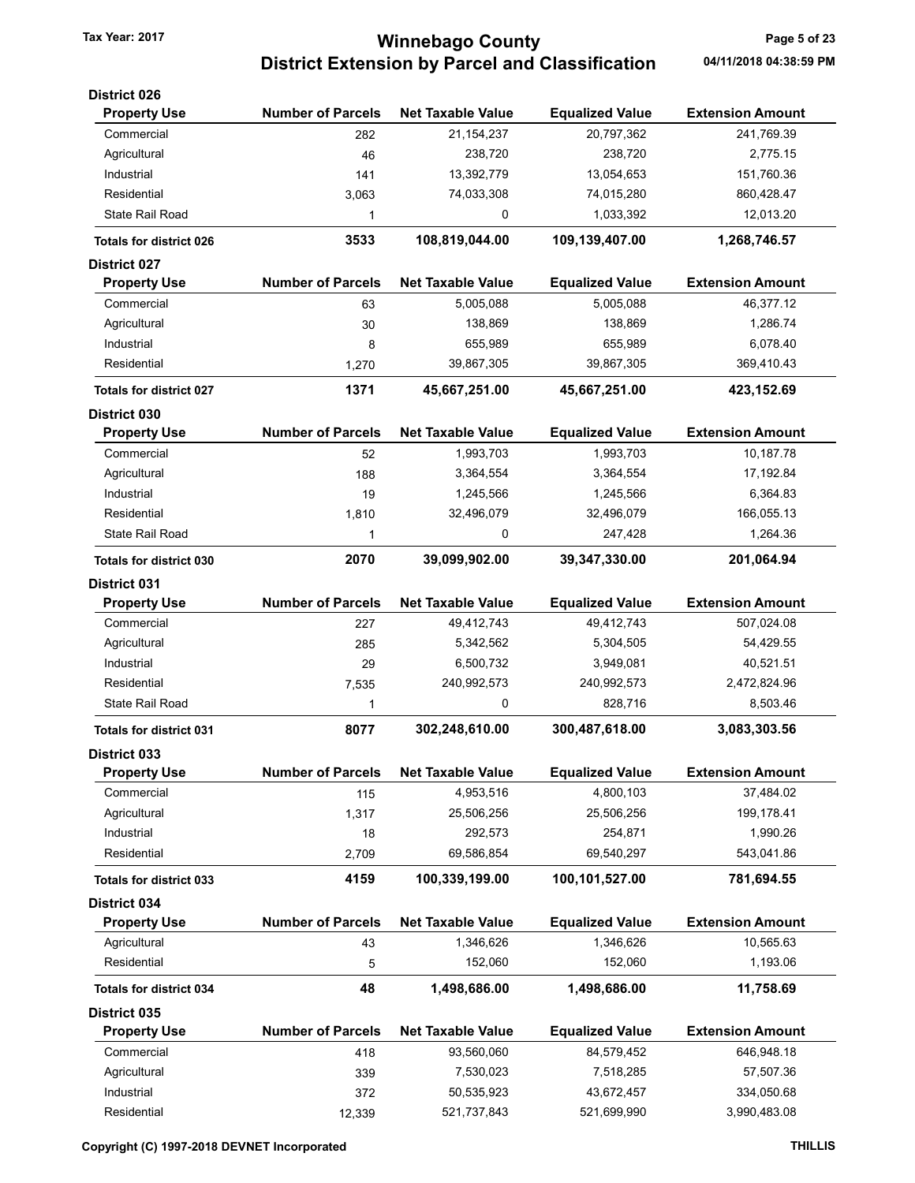# Winnebago County
## District Extension by Parcel and Classification

Tax Year: 2017

### District 026

| Property Use | Number of Parcels | Net Taxable Value | Equalized Value | Extension Amount |
|---|---|---|---|---|
| Commercial | 282 | 21,154,237 | 20,797,362 | 241,769.39 |
| Agricultural | 46 | 238,720 | 238,720 | 2,775.15 |
| Industrial | 141 | 13,392,779 | 13,054,653 | 151,760.36 |
| Residential | 3,063 | 74,033,308 | 74,015,280 | 860,428.47 |
| State Rail Road | 1 | 0 | 1,033,392 | 12,013.20 |
| **Totals for district 026** | **3533** | **108,819,044.00** | **109,139,407.00** | **1,268,746.57** |

### District 027

| Property Use | Number of Parcels | Net Taxable Value | Equalized Value | Extension Amount |
|---|---|---|---|---|
| Commercial | 63 | 5,005,088 | 5,005,088 | 46,377.12 |
| Agricultural | 30 | 138,869 | 138,869 | 1,286.74 |
| Industrial | 8 | 655,989 | 655,989 | 6,078.40 |
| Residential | 1,270 | 39,867,305 | 39,867,305 | 369,410.43 |
| **Totals for district 027** | **1371** | **45,667,251.00** | **45,667,251.00** | **423,152.69** |

### District 030

| Property Use | Number of Parcels | Net Taxable Value | Equalized Value | Extension Amount |
|---|---|---|---|---|
| Commercial | 52 | 1,993,703 | 1,993,703 | 10,187.78 |
| Agricultural | 188 | 3,364,554 | 3,364,554 | 17,192.84 |
| Industrial | 19 | 1,245,566 | 1,245,566 | 6,364.83 |
| Residential | 1,810 | 32,496,079 | 32,496,079 | 166,055.13 |
| State Rail Road | 1 | 0 | 247,428 | 1,264.36 |
| **Totals for district 030** | **2070** | **39,099,902.00** | **39,347,330.00** | **201,064.94** |

### District 031

| Property Use | Number of Parcels | Net Taxable Value | Equalized Value | Extension Amount |
|---|---|---|---|---|
| Commercial | 227 | 49,412,743 | 49,412,743 | 507,024.08 |
| Agricultural | 285 | 5,342,562 | 5,304,505 | 54,429.55 |
| Industrial | 29 | 6,500,732 | 3,949,081 | 40,521.51 |
| Residential | 7,535 | 240,992,573 | 240,992,573 | 2,472,824.96 |
| State Rail Road | 1 | 0 | 828,716 | 8,503.46 |
| **Totals for district 031** | **8077** | **302,248,610.00** | **300,487,618.00** | **3,083,303.56** |

### District 033

| Property Use | Number of Parcels | Net Taxable Value | Equalized Value | Extension Amount |
|---|---|---|---|---|
| Commercial | 115 | 4,953,516 | 4,800,103 | 37,484.02 |
| Agricultural | 1,317 | 25,506,256 | 25,506,256 | 199,178.41 |
| Industrial | 18 | 292,573 | 254,871 | 1,990.26 |
| Residential | 2,709 | 69,586,854 | 69,540,297 | 543,041.86 |
| **Totals for district 033** | **4159** | **100,339,199.00** | **100,101,527.00** | **781,694.55** |

### District 034

| Property Use | Number of Parcels | Net Taxable Value | Equalized Value | Extension Amount |
|---|---|---|---|---|
| Agricultural | 43 | 1,346,626 | 1,346,626 | 10,565.63 |
| Residential | 5 | 152,060 | 152,060 | 1,193.06 |
| **Totals for district 034** | **48** | **1,498,686.00** | **1,498,686.00** | **11,758.69** |

### District 035

| Property Use | Number of Parcels | Net Taxable Value | Equalized Value | Extension Amount |
|---|---|---|---|---|
| Commercial | 418 | 93,560,060 | 84,579,452 | 646,948.18 |
| Agricultural | 339 | 7,530,023 | 7,518,285 | 57,507.36 |
| Industrial | 372 | 50,535,923 | 43,672,457 | 334,050.68 |
| Residential | 12,339 | 521,737,843 | 521,699,990 | 3,990,483.08 |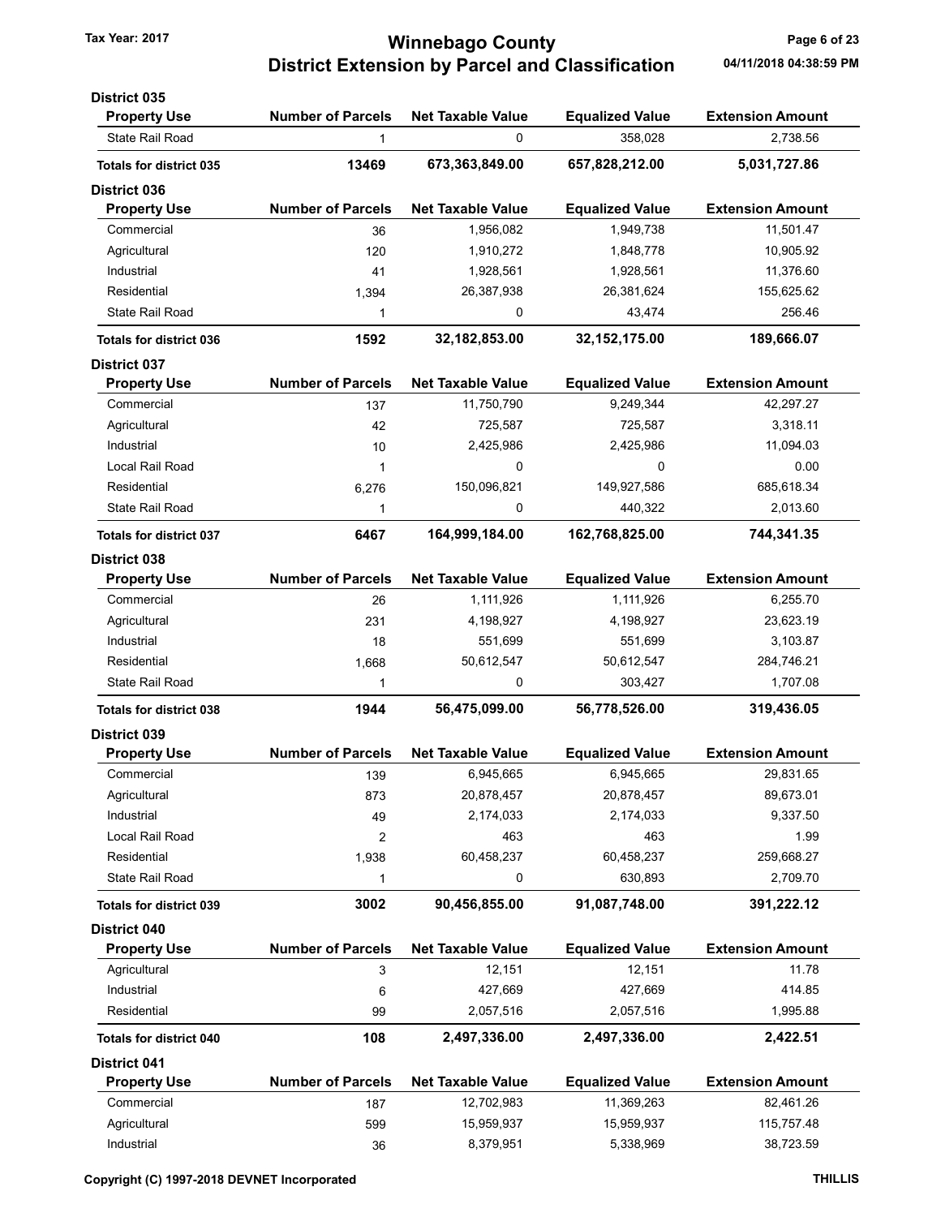# Winnebago County

## District Extension by Parcel and Classification

Tax Year: 2017

04/11/2018 04:38:59 PM

### District 035

| Property Use | Number of Parcels | Net Taxable Value | Equalized Value | Extension Amount |
|---|---|---|---|---|
| State Rail Road | 1 | 0 | 358,028 | 2,738.56 |
| **Totals for district 035** | **13469** | **673,363,849.00** | **657,828,212.00** | **5,031,727.86** |

### District 036

| Property Use | Number of Parcels | Net Taxable Value | Equalized Value | Extension Amount |
|---|---|---|---|---|
| Commercial | 36 | 1,956,082 | 1,949,738 | 11,501.47 |
| Agricultural | 120 | 1,910,272 | 1,848,778 | 10,905.92 |
| Industrial | 41 | 1,928,561 | 1,928,561 | 11,376.60 |
| Residential | 1,394 | 26,387,938 | 26,381,624 | 155,625.62 |
| State Rail Road | 1 | 0 | 43,474 | 256.46 |
| **Totals for district 036** | **1592** | **32,182,853.00** | **32,152,175.00** | **189,666.07** |

### District 037

| Property Use | Number of Parcels | Net Taxable Value | Equalized Value | Extension Amount |
|---|---|---|---|---|
| Commercial | 137 | 11,750,790 | 9,249,344 | 42,297.27 |
| Agricultural | 42 | 725,587 | 725,587 | 3,318.11 |
| Industrial | 10 | 2,425,986 | 2,425,986 | 11,094.03 |
| Local Rail Road | 1 | 0 | 0 | 0.00 |
| Residential | 6,276 | 150,096,821 | 149,927,586 | 685,618.34 |
| State Rail Road | 1 | 0 | 440,322 | 2,013.60 |
| **Totals for district 037** | **6467** | **164,999,184.00** | **162,768,825.00** | **744,341.35** |

### District 038

| Property Use | Number of Parcels | Net Taxable Value | Equalized Value | Extension Amount |
|---|---|---|---|---|
| Commercial | 26 | 1,111,926 | 1,111,926 | 6,255.70 |
| Agricultural | 231 | 4,198,927 | 4,198,927 | 23,623.19 |
| Industrial | 18 | 551,699 | 551,699 | 3,103.87 |
| Residential | 1,668 | 50,612,547 | 50,612,547 | 284,746.21 |
| State Rail Road | 1 | 0 | 303,427 | 1,707.08 |
| **Totals for district 038** | **1944** | **56,475,099.00** | **56,778,526.00** | **319,436.05** |

### District 039

| Property Use | Number of Parcels | Net Taxable Value | Equalized Value | Extension Amount |
|---|---|---|---|---|
| Commercial | 139 | 6,945,665 | 6,945,665 | 29,831.65 |
| Agricultural | 873 | 20,878,457 | 20,878,457 | 89,673.01 |
| Industrial | 49 | 2,174,033 | 2,174,033 | 9,337.50 |
| Local Rail Road | 2 | 463 | 463 | 1.99 |
| Residential | 1,938 | 60,458,237 | 60,458,237 | 259,668.27 |
| State Rail Road | 1 | 0 | 630,893 | 2,709.70 |
| **Totals for district 039** | **3002** | **90,456,855.00** | **91,087,748.00** | **391,222.12** |

### District 040

| Property Use | Number of Parcels | Net Taxable Value | Equalized Value | Extension Amount |
|---|---|---|---|---|
| Agricultural | 3 | 12,151 | 12,151 | 11.78 |
| Industrial | 6 | 427,669 | 427,669 | 414.85 |
| Residential | 99 | 2,057,516 | 2,057,516 | 1,995.88 |
| **Totals for district 040** | **108** | **2,497,336.00** | **2,497,336.00** | **2,422.51** |

### District 041

| Property Use | Number of Parcels | Net Taxable Value | Equalized Value | Extension Amount |
|---|---|---|---|---|
| Commercial | 187 | 12,702,983 | 11,369,263 | 82,461.26 |
| Agricultural | 599 | 15,959,937 | 15,959,937 | 115,757.48 |
| Industrial | 36 | 8,379,951 | 5,338,969 | 38,723.59 |

Copyright (C) 1997-2018 DEVNET Incorporated

THILLIS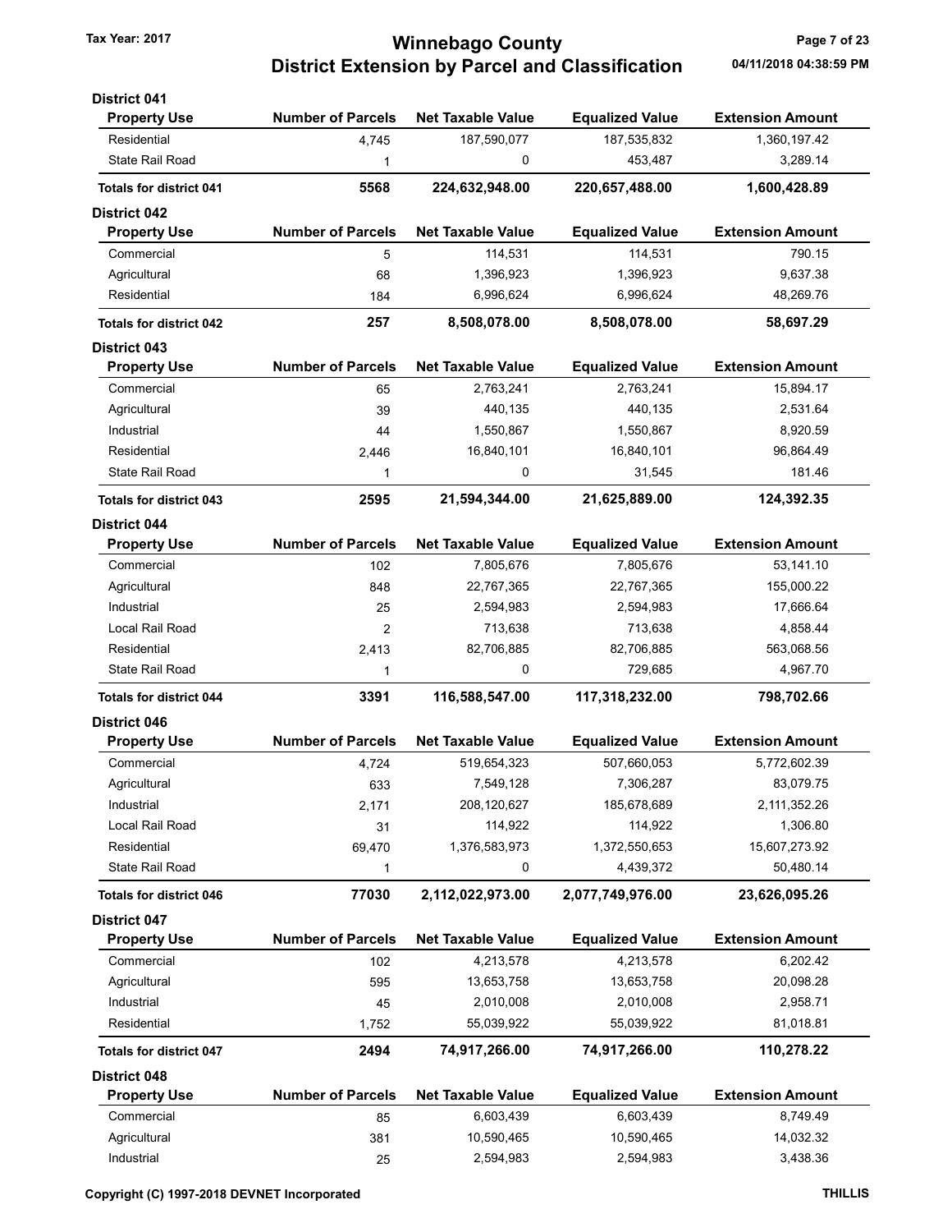# Winnebago County
## District Extension by Parcel and Classification

Tax Year: 2017

### District 041

| Property Use | Number of Parcels | Net Taxable Value | Equalized Value | Extension Amount |
|---|---|---|---|---|
| Residential | 4,745 | 187,590,077 | 187,535,832 | 1,360,197.42 |
| State Rail Road | 1 | 0 | 453,487 | 3,289.14 |
| **Totals for district 041** | **5568** | **224,632,948.00** | **220,657,488.00** | **1,600,428.89** |

### District 042

| Property Use | Number of Parcels | Net Taxable Value | Equalized Value | Extension Amount |
|---|---|---|---|---|
| Commercial | 5 | 114,531 | 114,531 | 790.15 |
| Agricultural | 68 | 1,396,923 | 1,396,923 | 9,637.38 |
| Residential | 184 | 6,996,624 | 6,996,624 | 48,269.76 |
| **Totals for district 042** | **257** | **8,508,078.00** | **8,508,078.00** | **58,697.29** |

### District 043

| Property Use | Number of Parcels | Net Taxable Value | Equalized Value | Extension Amount |
|---|---|---|---|---|
| Commercial | 65 | 2,763,241 | 2,763,241 | 15,894.17 |
| Agricultural | 39 | 440,135 | 440,135 | 2,531.64 |
| Industrial | 44 | 1,550,867 | 1,550,867 | 8,920.59 |
| Residential | 2,446 | 16,840,101 | 16,840,101 | 96,864.49 |
| State Rail Road | 1 | 0 | 31,545 | 181.46 |
| **Totals for district 043** | **2595** | **21,594,344.00** | **21,625,889.00** | **124,392.35** |

### District 044

| Property Use | Number of Parcels | Net Taxable Value | Equalized Value | Extension Amount |
|---|---|---|---|---|
| Commercial | 102 | 7,805,676 | 7,805,676 | 53,141.10 |
| Agricultural | 848 | 22,767,365 | 22,767,365 | 155,000.22 |
| Industrial | 25 | 2,594,983 | 2,594,983 | 17,666.64 |
| Local Rail Road | 2 | 713,638 | 713,638 | 4,858.44 |
| Residential | 2,413 | 82,706,885 | 82,706,885 | 563,068.56 |
| State Rail Road | 1 | 0 | 729,685 | 4,967.70 |
| **Totals for district 044** | **3391** | **116,588,547.00** | **117,318,232.00** | **798,702.66** |

### District 046

| Property Use | Number of Parcels | Net Taxable Value | Equalized Value | Extension Amount |
|---|---|---|---|---|
| Commercial | 4,724 | 519,654,323 | 507,660,053 | 5,772,602.39 |
| Agricultural | 633 | 7,549,128 | 7,306,287 | 83,079.75 |
| Industrial | 2,171 | 208,120,627 | 185,678,689 | 2,111,352.26 |
| Local Rail Road | 31 | 114,922 | 114,922 | 1,306.80 |
| Residential | 69,470 | 1,376,583,973 | 1,372,550,653 | 15,607,273.92 |
| State Rail Road | 1 | 0 | 4,439,372 | 50,480.14 |
| **Totals for district 046** | **77030** | **2,112,022,973.00** | **2,077,749,976.00** | **23,626,095.26** |

### District 047

| Property Use | Number of Parcels | Net Taxable Value | Equalized Value | Extension Amount |
|---|---|---|---|---|
| Commercial | 102 | 4,213,578 | 4,213,578 | 6,202.42 |
| Agricultural | 595 | 13,653,758 | 13,653,758 | 20,098.28 |
| Industrial | 45 | 2,010,008 | 2,010,008 | 2,958.71 |
| Residential | 1,752 | 55,039,922 | 55,039,922 | 81,018.81 |
| **Totals for district 047** | **2494** | **74,917,266.00** | **74,917,266.00** | **110,278.22** |

### District 048

| Property Use | Number of Parcels | Net Taxable Value | Equalized Value | Extension Amount |
|---|---|---|---|---|
| Commercial | 85 | 6,603,439 | 6,603,439 | 8,749.49 |
| Agricultural | 381 | 10,590,465 | 10,590,465 | 14,032.32 |
| Industrial | 25 | 2,594,983 | 2,594,983 | 3,438.36 |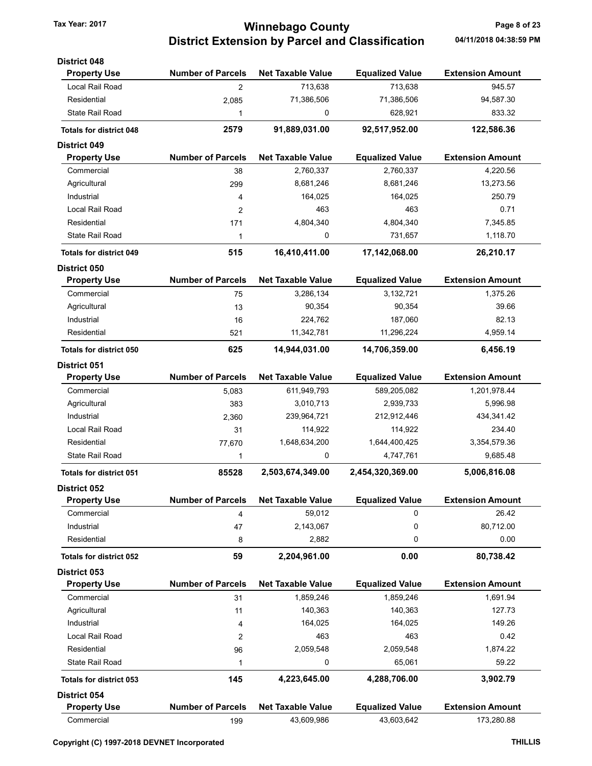# Winnebago County
## District Extension by Parcel and Classification

Tax Year: 2017

### District 048

| Property Use | Number of Parcels | Net Taxable Value | Equalized Value | Extension Amount |
|---|---|---|---|---|
| Local Rail Road | 2 | 713,638 | 713,638 | 945.57 |
| Residential | 2,085 | 71,386,506 | 71,386,506 | 94,587.30 |
| State Rail Road | 1 | 0 | 628,921 | 833.32 |
| **Totals for district 048** | **2579** | **91,889,031.00** | **92,517,952.00** | **122,586.36** |

### District 049

| Property Use | Number of Parcels | Net Taxable Value | Equalized Value | Extension Amount |
|---|---|---|---|---|
| Commercial | 38 | 2,760,337 | 2,760,337 | 4,220.56 |
| Agricultural | 299 | 8,681,246 | 8,681,246 | 13,273.56 |
| Industrial | 4 | 164,025 | 164,025 | 250.79 |
| Local Rail Road | 2 | 463 | 463 | 0.71 |
| Residential | 171 | 4,804,340 | 4,804,340 | 7,345.85 |
| State Rail Road | 1 | 0 | 731,657 | 1,118.70 |
| **Totals for district 049** | **515** | **16,410,411.00** | **17,142,068.00** | **26,210.17** |

### District 050

| Property Use | Number of Parcels | Net Taxable Value | Equalized Value | Extension Amount |
|---|---|---|---|---|
| Commercial | 75 | 3,286,134 | 3,132,721 | 1,375.26 |
| Agricultural | 13 | 90,354 | 90,354 | 39.66 |
| Industrial | 16 | 224,762 | 187,060 | 82.13 |
| Residential | 521 | 11,342,781 | 11,296,224 | 4,959.14 |
| **Totals for district 050** | **625** | **14,944,031.00** | **14,706,359.00** | **6,456.19** |

### District 051

| Property Use | Number of Parcels | Net Taxable Value | Equalized Value | Extension Amount |
|---|---|---|---|---|
| Commercial | 5,083 | 611,949,793 | 589,205,082 | 1,201,978.44 |
| Agricultural | 383 | 3,010,713 | 2,939,733 | 5,996.98 |
| Industrial | 2,360 | 239,964,721 | 212,912,446 | 434,341.42 |
| Local Rail Road | 31 | 114,922 | 114,922 | 234.40 |
| Residential | 77,670 | 1,648,634,200 | 1,644,400,425 | 3,354,579.36 |
| State Rail Road | 1 | 0 | 4,747,761 | 9,685.48 |
| **Totals for district 051** | **85528** | **2,503,674,349.00** | **2,454,320,369.00** | **5,006,816.08** |

### District 052

| Property Use | Number of Parcels | Net Taxable Value | Equalized Value | Extension Amount |
|---|---|---|---|---|
| Commercial | 4 | 59,012 | 0 | 26.42 |
| Industrial | 47 | 2,143,067 | 0 | 80,712.00 |
| Residential | 8 | 2,882 | 0 | 0.00 |
| **Totals for district 052** | **59** | **2,204,961.00** | **0.00** | **80,738.42** |

### District 053

| Property Use | Number of Parcels | Net Taxable Value | Equalized Value | Extension Amount |
|---|---|---|---|---|
| Commercial | 31 | 1,859,246 | 1,859,246 | 1,691.94 |
| Agricultural | 11 | 140,363 | 140,363 | 127.73 |
| Industrial | 4 | 164,025 | 164,025 | 149.26 |
| Local Rail Road | 2 | 463 | 463 | 0.42 |
| Residential | 96 | 2,059,548 | 2,059,548 | 1,874.22 |
| State Rail Road | 1 | 0 | 65,061 | 59.22 |
| **Totals for district 053** | **145** | **4,223,645.00** | **4,288,706.00** | **3,902.79** |

### District 054

| Property Use | Number of Parcels | Net Taxable Value | Equalized Value | Extension Amount |
|---|---|---|---|---|
| Commercial | 199 | 43,609,986 | 43,603,642 | 173,280.88 |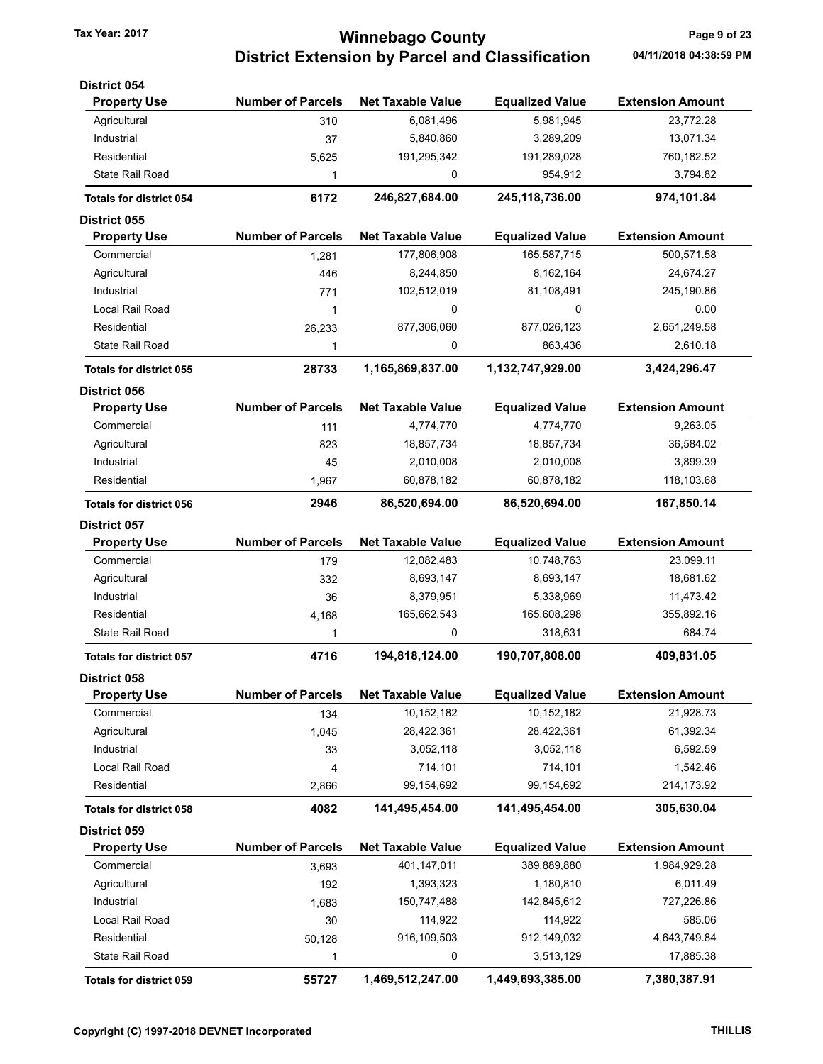# Winnebago County
## District Extension by Parcel and Classification

Tax Year: 2017

04/11/2018 04:38:59 PM

### District 054

| Property Use | Number of Parcels | Net Taxable Value | Equalized Value | Extension Amount |
|---|---|---|---|---|
| Agricultural | 310 | 6,081,496 | 5,981,945 | 23,772.28 |
| Industrial | 37 | 5,840,860 | 3,289,209 | 13,071.34 |
| Residential | 5,625 | 191,295,342 | 191,289,028 | 760,182.52 |
| State Rail Road | 1 | 0 | 954,912 | 3,794.82 |
| **Totals for district 054** | **6172** | **246,827,684.00** | **245,118,736.00** | **974,101.84** |

### District 055

| Property Use | Number of Parcels | Net Taxable Value | Equalized Value | Extension Amount |
|---|---|---|---|---|
| Commercial | 1,281 | 177,806,908 | 165,587,715 | 500,571.58 |
| Agricultural | 446 | 8,244,850 | 8,162,164 | 24,674.27 |
| Industrial | 771 | 102,512,019 | 81,108,491 | 245,190.86 |
| Local Rail Road | 1 | 0 | 0 | 0.00 |
| Residential | 26,233 | 877,306,060 | 877,026,123 | 2,651,249.58 |
| State Rail Road | 1 | 0 | 863,436 | 2,610.18 |
| **Totals for district 055** | **28733** | **1,165,869,837.00** | **1,132,747,929.00** | **3,424,296.47** |

### District 056

| Property Use | Number of Parcels | Net Taxable Value | Equalized Value | Extension Amount |
|---|---|---|---|---|
| Commercial | 111 | 4,774,770 | 4,774,770 | 9,263.05 |
| Agricultural | 823 | 18,857,734 | 18,857,734 | 36,584.02 |
| Industrial | 45 | 2,010,008 | 2,010,008 | 3,899.39 |
| Residential | 1,967 | 60,878,182 | 60,878,182 | 118,103.68 |
| **Totals for district 056** | **2946** | **86,520,694.00** | **86,520,694.00** | **167,850.14** |

### District 057

| Property Use | Number of Parcels | Net Taxable Value | Equalized Value | Extension Amount |
|---|---|---|---|---|
| Commercial | 179 | 12,082,483 | 10,748,763 | 23,099.11 |
| Agricultural | 332 | 8,693,147 | 8,693,147 | 18,681.62 |
| Industrial | 36 | 8,379,951 | 5,338,969 | 11,473.42 |
| Residential | 4,168 | 165,662,543 | 165,608,298 | 355,892.16 |
| State Rail Road | 1 | 0 | 318,631 | 684.74 |
| **Totals for district 057** | **4716** | **194,818,124.00** | **190,707,808.00** | **409,831.05** |

### District 058

| Property Use | Number of Parcels | Net Taxable Value | Equalized Value | Extension Amount |
|---|---|---|---|---|
| Commercial | 134 | 10,152,182 | 10,152,182 | 21,928.73 |
| Agricultural | 1,045 | 28,422,361 | 28,422,361 | 61,392.34 |
| Industrial | 33 | 3,052,118 | 3,052,118 | 6,592.59 |
| Local Rail Road | 4 | 714,101 | 714,101 | 1,542.46 |
| Residential | 2,866 | 99,154,692 | 99,154,692 | 214,173.92 |
| **Totals for district 058** | **4082** | **141,495,454.00** | **141,495,454.00** | **305,630.04** |

### District 059

| Property Use | Number of Parcels | Net Taxable Value | Equalized Value | Extension Amount |
|---|---|---|---|---|
| Commercial | 3,693 | 401,147,011 | 389,889,880 | 1,984,929.28 |
| Agricultural | 192 | 1,393,323 | 1,180,810 | 6,011.49 |
| Industrial | 1,683 | 150,747,488 | 142,845,612 | 727,226.86 |
| Local Rail Road | 30 | 114,922 | 114,922 | 585.06 |
| Residential | 50,128 | 916,109,503 | 912,149,032 | 4,643,749.84 |
| State Rail Road | 1 | 0 | 3,513,129 | 17,885.38 |
| **Totals for district 059** | **55727** | **1,469,512,247.00** | **1,449,693,385.00** | **7,380,387.91** |

Copyright (C) 1997-2018 DEVNET Incorporated — THILLIS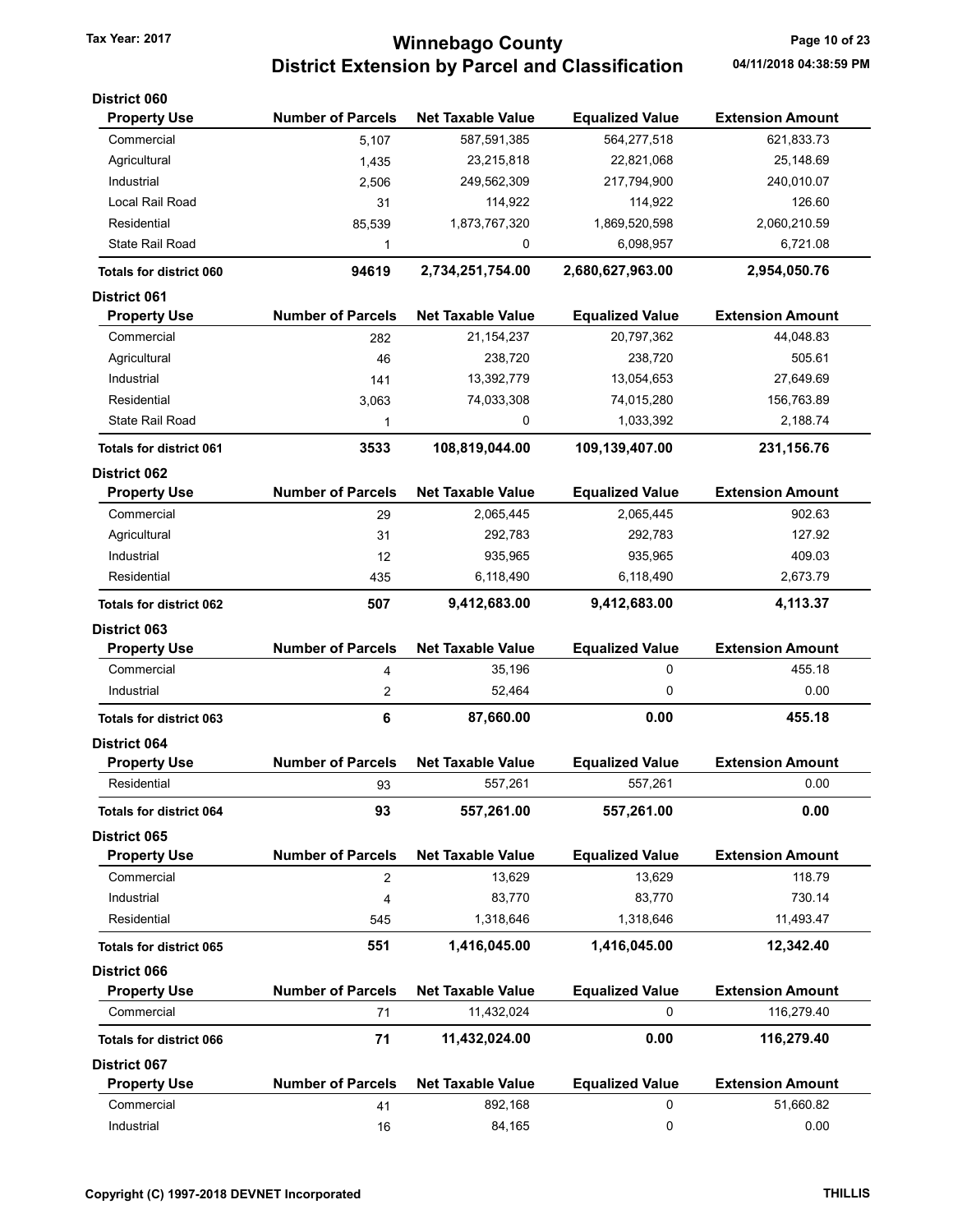# Winnebago County

## District Extension by Parcel and Classification

Tax Year: 2017

04/11/2018 04:38:59 PM

### District 060

| Property Use | Number of Parcels | Net Taxable Value | Equalized Value | Extension Amount |
|---|---|---|---|---|
| Commercial | 5,107 | 587,591,385 | 564,277,518 | 621,833.73 |
| Agricultural | 1,435 | 23,215,818 | 22,821,068 | 25,148.69 |
| Industrial | 2,506 | 249,562,309 | 217,794,900 | 240,010.07 |
| Local Rail Road | 31 | 114,922 | 114,922 | 126.60 |
| Residential | 85,539 | 1,873,767,320 | 1,869,520,598 | 2,060,210.59 |
| State Rail Road | 1 | 0 | 6,098,957 | 6,721.08 |
| **Totals for district 060** | **94619** | **2,734,251,754.00** | **2,680,627,963.00** | **2,954,050.76** |

### District 061

| Property Use | Number of Parcels | Net Taxable Value | Equalized Value | Extension Amount |
|---|---|---|---|---|
| Commercial | 282 | 21,154,237 | 20,797,362 | 44,048.83 |
| Agricultural | 46 | 238,720 | 238,720 | 505.61 |
| Industrial | 141 | 13,392,779 | 13,054,653 | 27,649.69 |
| Residential | 3,063 | 74,033,308 | 74,015,280 | 156,763.89 |
| State Rail Road | 1 | 0 | 1,033,392 | 2,188.74 |
| **Totals for district 061** | **3533** | **108,819,044.00** | **109,139,407.00** | **231,156.76** |

### District 062

| Property Use | Number of Parcels | Net Taxable Value | Equalized Value | Extension Amount |
|---|---|---|---|---|
| Commercial | 29 | 2,065,445 | 2,065,445 | 902.63 |
| Agricultural | 31 | 292,783 | 292,783 | 127.92 |
| Industrial | 12 | 935,965 | 935,965 | 409.03 |
| Residential | 435 | 6,118,490 | 6,118,490 | 2,673.79 |
| **Totals for district 062** | **507** | **9,412,683.00** | **9,412,683.00** | **4,113.37** |

### District 063

| Property Use | Number of Parcels | Net Taxable Value | Equalized Value | Extension Amount |
|---|---|---|---|---|
| Commercial | 4 | 35,196 | 0 | 455.18 |
| Industrial | 2 | 52,464 | 0 | 0.00 |
| **Totals for district 063** | **6** | **87,660.00** | **0.00** | **455.18** |

### District 064

| Property Use | Number of Parcels | Net Taxable Value | Equalized Value | Extension Amount |
|---|---|---|---|---|
| Residential | 93 | 557,261 | 557,261 | 0.00 |
| **Totals for district 064** | **93** | **557,261.00** | **557,261.00** | **0.00** |

### District 065

| Property Use | Number of Parcels | Net Taxable Value | Equalized Value | Extension Amount |
|---|---|---|---|---|
| Commercial | 2 | 13,629 | 13,629 | 118.79 |
| Industrial | 4 | 83,770 | 83,770 | 730.14 |
| Residential | 545 | 1,318,646 | 1,318,646 | 11,493.47 |
| **Totals for district 065** | **551** | **1,416,045.00** | **1,416,045.00** | **12,342.40** |

### District 066

| Property Use | Number of Parcels | Net Taxable Value | Equalized Value | Extension Amount |
|---|---|---|---|---|
| Commercial | 71 | 11,432,024 | 0 | 116,279.40 |
| **Totals for district 066** | **71** | **11,432,024.00** | **0.00** | **116,279.40** |

### District 067

| Property Use | Number of Parcels | Net Taxable Value | Equalized Value | Extension Amount |
|---|---|---|---|---|
| Commercial | 41 | 892,168 | 0 | 51,660.82 |
| Industrial | 16 | 84,165 | 0 | 0.00 |

Copyright (C) 1997-2018 DEVNET Incorporated

THILLIS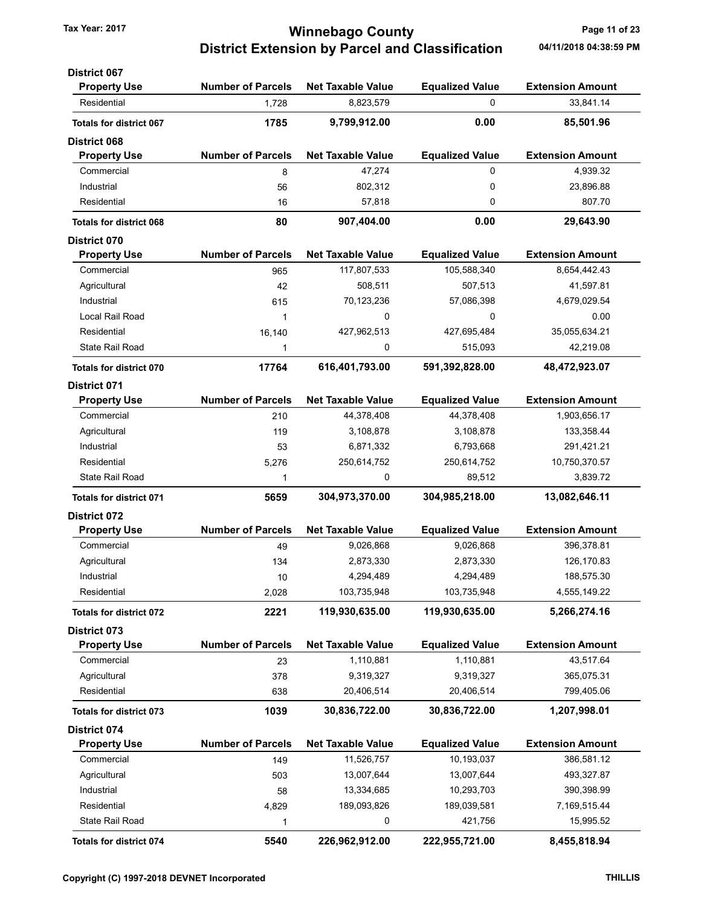# Winnebago County
## District Extension by Parcel and Classification

Tax Year: 2017

### District 067

| Property Use | Number of Parcels | Net Taxable Value | Equalized Value | Extension Amount |
|---|---|---|---|---|
| Residential | 1,728 | 8,823,579 | 0 | 33,841.14 |
| **Totals for district 067** | **1785** | **9,799,912.00** | **0.00** | **85,501.96** |

### District 068

| Property Use | Number of Parcels | Net Taxable Value | Equalized Value | Extension Amount |
|---|---|---|---|---|
| Commercial | 8 | 47,274 | 0 | 4,939.32 |
| Industrial | 56 | 802,312 | 0 | 23,896.88 |
| Residential | 16 | 57,818 | 0 | 807.70 |
| **Totals for district 068** | **80** | **907,404.00** | **0.00** | **29,643.90** |

### District 070

| Property Use | Number of Parcels | Net Taxable Value | Equalized Value | Extension Amount |
|---|---|---|---|---|
| Commercial | 965 | 117,807,533 | 105,588,340 | 8,654,442.43 |
| Agricultural | 42 | 508,511 | 507,513 | 41,597.81 |
| Industrial | 615 | 70,123,236 | 57,086,398 | 4,679,029.54 |
| Local Rail Road | 1 | 0 | 0 | 0.00 |
| Residential | 16,140 | 427,962,513 | 427,695,484 | 35,055,634.21 |
| State Rail Road | 1 | 0 | 515,093 | 42,219.08 |
| **Totals for district 070** | **17764** | **616,401,793.00** | **591,392,828.00** | **48,472,923.07** |

### District 071

| Property Use | Number of Parcels | Net Taxable Value | Equalized Value | Extension Amount |
|---|---|---|---|---|
| Commercial | 210 | 44,378,408 | 44,378,408 | 1,903,656.17 |
| Agricultural | 119 | 3,108,878 | 3,108,878 | 133,358.44 |
| Industrial | 53 | 6,871,332 | 6,793,668 | 291,421.21 |
| Residential | 5,276 | 250,614,752 | 250,614,752 | 10,750,370.57 |
| State Rail Road | 1 | 0 | 89,512 | 3,839.72 |
| **Totals for district 071** | **5659** | **304,973,370.00** | **304,985,218.00** | **13,082,646.11** |

### District 072

| Property Use | Number of Parcels | Net Taxable Value | Equalized Value | Extension Amount |
|---|---|---|---|---|
| Commercial | 49 | 9,026,868 | 9,026,868 | 396,378.81 |
| Agricultural | 134 | 2,873,330 | 2,873,330 | 126,170.83 |
| Industrial | 10 | 4,294,489 | 4,294,489 | 188,575.30 |
| Residential | 2,028 | 103,735,948 | 103,735,948 | 4,555,149.22 |
| **Totals for district 072** | **2221** | **119,930,635.00** | **119,930,635.00** | **5,266,274.16** |

### District 073

| Property Use | Number of Parcels | Net Taxable Value | Equalized Value | Extension Amount |
|---|---|---|---|---|
| Commercial | 23 | 1,110,881 | 1,110,881 | 43,517.64 |
| Agricultural | 378 | 9,319,327 | 9,319,327 | 365,075.31 |
| Residential | 638 | 20,406,514 | 20,406,514 | 799,405.06 |
| **Totals for district 073** | **1039** | **30,836,722.00** | **30,836,722.00** | **1,207,998.01** |

### District 074

| Property Use | Number of Parcels | Net Taxable Value | Equalized Value | Extension Amount |
|---|---|---|---|---|
| Commercial | 149 | 11,526,757 | 10,193,037 | 386,581.12 |
| Agricultural | 503 | 13,007,644 | 13,007,644 | 493,327.87 |
| Industrial | 58 | 13,334,685 | 10,293,703 | 390,398.99 |
| Residential | 4,829 | 189,093,826 | 189,039,581 | 7,169,515.44 |
| State Rail Road | 1 | 0 | 421,756 | 15,995.52 |
| **Totals for district 074** | **5540** | **226,962,912.00** | **222,955,721.00** | **8,455,818.94** |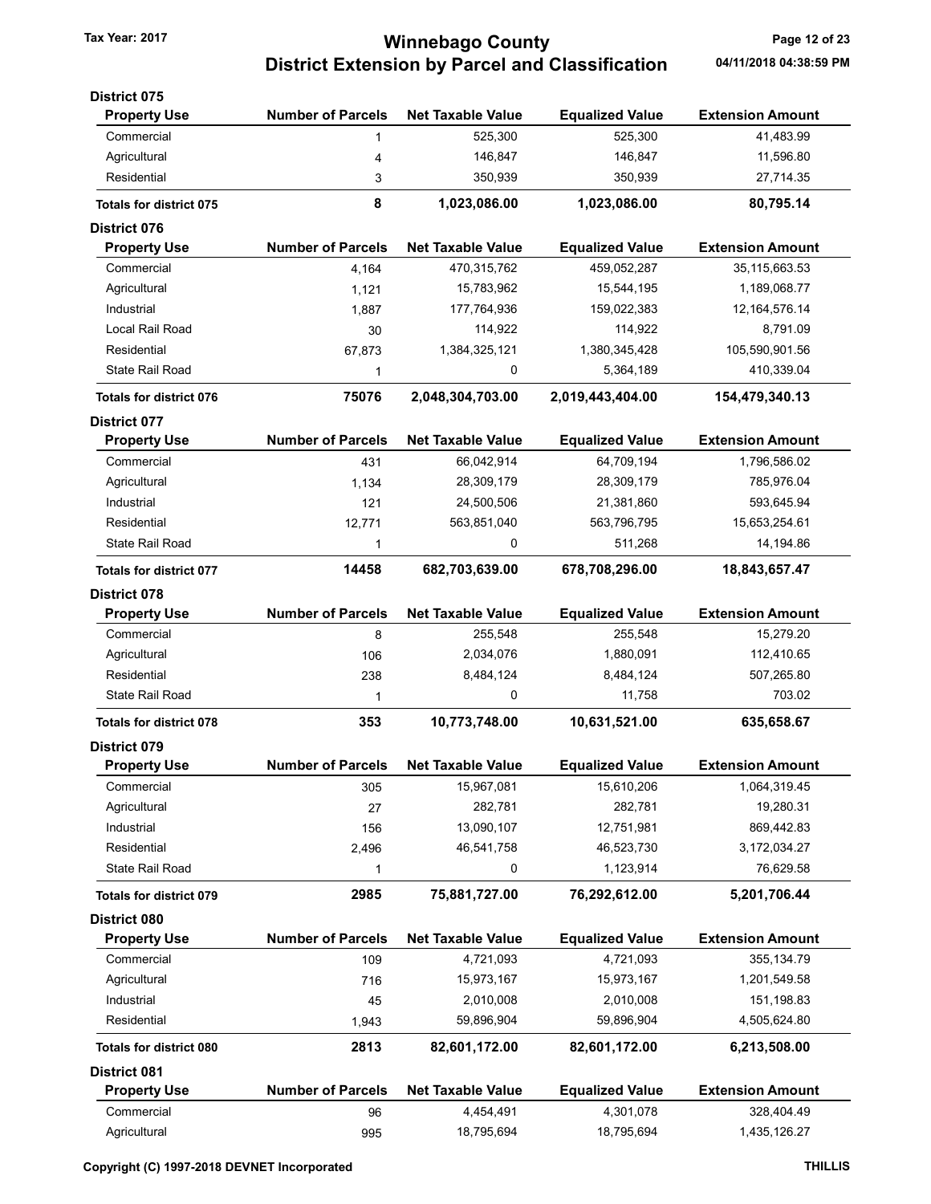# Winnebago County
## District Extension by Parcel and Classification

Tax Year: 2017

04/11/2018 04:38:59 PM

### District 075

| Property Use | Number of Parcels | Net Taxable Value | Equalized Value | Extension Amount |
|---|---|---|---|---|
| Commercial | 1 | 525,300 | 525,300 | 41,483.99 |
| Agricultural | 4 | 146,847 | 146,847 | 11,596.80 |
| Residential | 3 | 350,939 | 350,939 | 27,714.35 |
| **Totals for district 075** | **8** | **1,023,086.00** | **1,023,086.00** | **80,795.14** |

### District 076

| Property Use | Number of Parcels | Net Taxable Value | Equalized Value | Extension Amount |
|---|---|---|---|---|
| Commercial | 4,164 | 470,315,762 | 459,052,287 | 35,115,663.53 |
| Agricultural | 1,121 | 15,783,962 | 15,544,195 | 1,189,068.77 |
| Industrial | 1,887 | 177,764,936 | 159,022,383 | 12,164,576.14 |
| Local Rail Road | 30 | 114,922 | 114,922 | 8,791.09 |
| Residential | 67,873 | 1,384,325,121 | 1,380,345,428 | 105,590,901.56 |
| State Rail Road | 1 | 0 | 5,364,189 | 410,339.04 |
| **Totals for district 076** | **75076** | **2,048,304,703.00** | **2,019,443,404.00** | **154,479,340.13** |

### District 077

| Property Use | Number of Parcels | Net Taxable Value | Equalized Value | Extension Amount |
|---|---|---|---|---|
| Commercial | 431 | 66,042,914 | 64,709,194 | 1,796,586.02 |
| Agricultural | 1,134 | 28,309,179 | 28,309,179 | 785,976.04 |
| Industrial | 121 | 24,500,506 | 21,381,860 | 593,645.94 |
| Residential | 12,771 | 563,851,040 | 563,796,795 | 15,653,254.61 |
| State Rail Road | 1 | 0 | 511,268 | 14,194.86 |
| **Totals for district 077** | **14458** | **682,703,639.00** | **678,708,296.00** | **18,843,657.47** |

### District 078

| Property Use | Number of Parcels | Net Taxable Value | Equalized Value | Extension Amount |
|---|---|---|---|---|
| Commercial | 8 | 255,548 | 255,548 | 15,279.20 |
| Agricultural | 106 | 2,034,076 | 1,880,091 | 112,410.65 |
| Residential | 238 | 8,484,124 | 8,484,124 | 507,265.80 |
| State Rail Road | 1 | 0 | 11,758 | 703.02 |
| **Totals for district 078** | **353** | **10,773,748.00** | **10,631,521.00** | **635,658.67** |

### District 079

| Property Use | Number of Parcels | Net Taxable Value | Equalized Value | Extension Amount |
|---|---|---|---|---|
| Commercial | 305 | 15,967,081 | 15,610,206 | 1,064,319.45 |
| Agricultural | 27 | 282,781 | 282,781 | 19,280.31 |
| Industrial | 156 | 13,090,107 | 12,751,981 | 869,442.83 |
| Residential | 2,496 | 46,541,758 | 46,523,730 | 3,172,034.27 |
| State Rail Road | 1 | 0 | 1,123,914 | 76,629.58 |
| **Totals for district 079** | **2985** | **75,881,727.00** | **76,292,612.00** | **5,201,706.44** |

### District 080

| Property Use | Number of Parcels | Net Taxable Value | Equalized Value | Extension Amount |
|---|---|---|---|---|
| Commercial | 109 | 4,721,093 | 4,721,093 | 355,134.79 |
| Agricultural | 716 | 15,973,167 | 15,973,167 | 1,201,549.58 |
| Industrial | 45 | 2,010,008 | 2,010,008 | 151,198.83 |
| Residential | 1,943 | 59,896,904 | 59,896,904 | 4,505,624.80 |
| **Totals for district 080** | **2813** | **82,601,172.00** | **82,601,172.00** | **6,213,508.00** |

### District 081

| Property Use | Number of Parcels | Net Taxable Value | Equalized Value | Extension Amount |
|---|---|---|---|---|
| Commercial | 96 | 4,454,491 | 4,301,078 | 328,404.49 |
| Agricultural | 995 | 18,795,694 | 18,795,694 | 1,435,126.27 |

Copyright (C) 1997-2018 DEVNET Incorporated THILLIS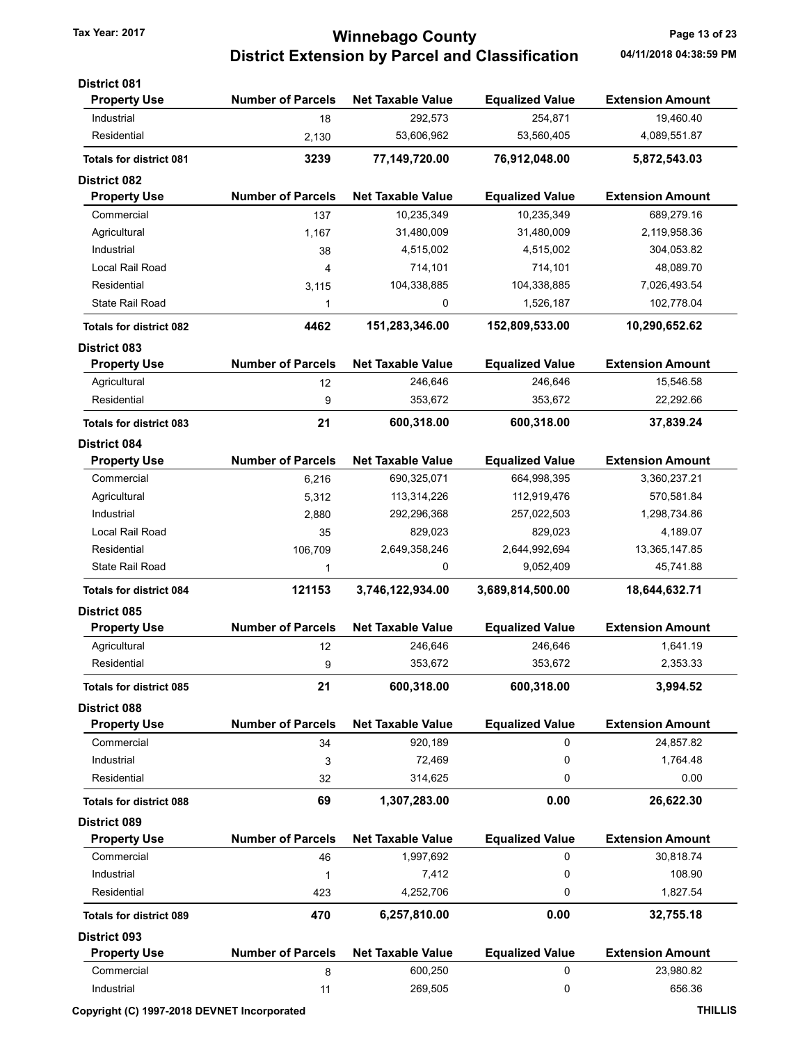# Winnebago County

## District Extension by Parcel and Classification

Tax Year: 2017

04/11/2018 04:38:59 PM

### District 081

| Property Use | Number of Parcels | Net Taxable Value | Equalized Value | Extension Amount |
|---|---|---|---|---|
| Industrial | 18 | 292,573 | 254,871 | 19,460.40 |
| Residential | 2,130 | 53,606,962 | 53,560,405 | 4,089,551.87 |
| **Totals for district 081** | **3239** | **77,149,720.00** | **76,912,048.00** | **5,872,543.03** |

### District 082

| Property Use | Number of Parcels | Net Taxable Value | Equalized Value | Extension Amount |
|---|---|---|---|---|
| Commercial | 137 | 10,235,349 | 10,235,349 | 689,279.16 |
| Agricultural | 1,167 | 31,480,009 | 31,480,009 | 2,119,958.36 |
| Industrial | 38 | 4,515,002 | 4,515,002 | 304,053.82 |
| Local Rail Road | 4 | 714,101 | 714,101 | 48,089.70 |
| Residential | 3,115 | 104,338,885 | 104,338,885 | 7,026,493.54 |
| State Rail Road | 1 | 0 | 1,526,187 | 102,778.04 |
| **Totals for district 082** | **4462** | **151,283,346.00** | **152,809,533.00** | **10,290,652.62** |

### District 083

| Property Use | Number of Parcels | Net Taxable Value | Equalized Value | Extension Amount |
|---|---|---|---|---|
| Agricultural | 12 | 246,646 | 246,646 | 15,546.58 |
| Residential | 9 | 353,672 | 353,672 | 22,292.66 |
| **Totals for district 083** | **21** | **600,318.00** | **600,318.00** | **37,839.24** |

### District 084

| Property Use | Number of Parcels | Net Taxable Value | Equalized Value | Extension Amount |
|---|---|---|---|---|
| Commercial | 6,216 | 690,325,071 | 664,998,395 | 3,360,237.21 |
| Agricultural | 5,312 | 113,314,226 | 112,919,476 | 570,581.84 |
| Industrial | 2,880 | 292,296,368 | 257,022,503 | 1,298,734.86 |
| Local Rail Road | 35 | 829,023 | 829,023 | 4,189.07 |
| Residential | 106,709 | 2,649,358,246 | 2,644,992,694 | 13,365,147.85 |
| State Rail Road | 1 | 0 | 9,052,409 | 45,741.88 |
| **Totals for district 084** | **121153** | **3,746,122,934.00** | **3,689,814,500.00** | **18,644,632.71** |

### District 085

| Property Use | Number of Parcels | Net Taxable Value | Equalized Value | Extension Amount |
|---|---|---|---|---|
| Agricultural | 12 | 246,646 | 246,646 | 1,641.19 |
| Residential | 9 | 353,672 | 353,672 | 2,353.33 |
| **Totals for district 085** | **21** | **600,318.00** | **600,318.00** | **3,994.52** |

### District 088

| Property Use | Number of Parcels | Net Taxable Value | Equalized Value | Extension Amount |
|---|---|---|---|---|
| Commercial | 34 | 920,189 | 0 | 24,857.82 |
| Industrial | 3 | 72,469 | 0 | 1,764.48 |
| Residential | 32 | 314,625 | 0 | 0.00 |
| **Totals for district 088** | **69** | **1,307,283.00** | **0.00** | **26,622.30** |

### District 089

| Property Use | Number of Parcels | Net Taxable Value | Equalized Value | Extension Amount |
|---|---|---|---|---|
| Commercial | 46 | 1,997,692 | 0 | 30,818.74 |
| Industrial | 1 | 7,412 | 0 | 108.90 |
| Residential | 423 | 4,252,706 | 0 | 1,827.54 |
| **Totals for district 089** | **470** | **6,257,810.00** | **0.00** | **32,755.18** |

### District 093

| Property Use | Number of Parcels | Net Taxable Value | Equalized Value | Extension Amount |
|---|---|---|---|---|
| Commercial | 8 | 600,250 | 0 | 23,980.82 |
| Industrial | 11 | 269,505 | 0 | 656.36 |

Copyright (C) 1997-2018 DEVNET Incorporated

THILLIS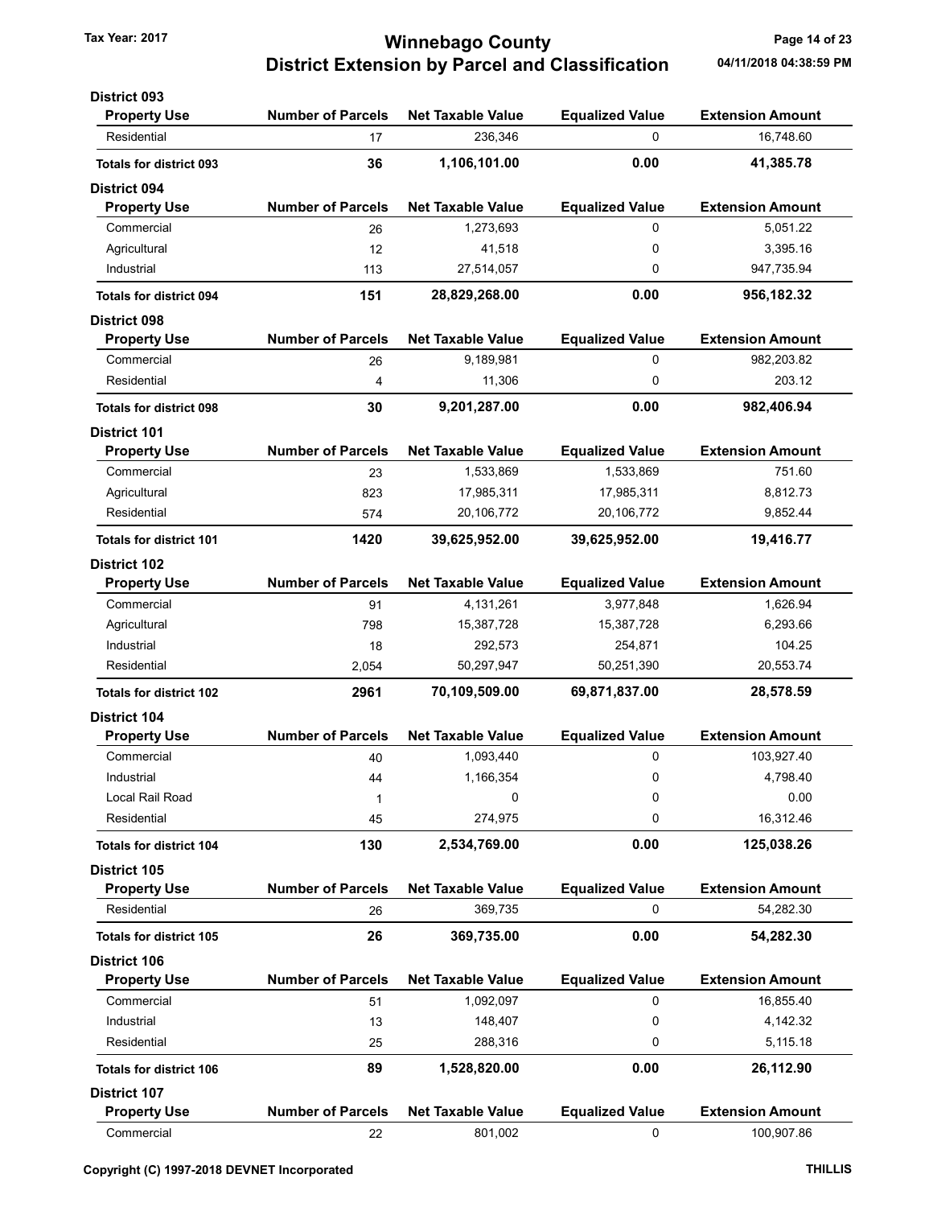# Winnebago County
## District Extension by Parcel and Classification

Tax Year: 2017

04/11/2018 04:38:59 PM

### District 093

| Property Use | Number of Parcels | Net Taxable Value | Equalized Value | Extension Amount |
|---|---|---|---|---|
| Residential | 17 | 236,346 | 0 | 16,748.60 |
| **Totals for district 093** | **36** | **1,106,101.00** | **0.00** | **41,385.78** |

### District 094

| Property Use | Number of Parcels | Net Taxable Value | Equalized Value | Extension Amount |
|---|---|---|---|---|
| Commercial | 26 | 1,273,693 | 0 | 5,051.22 |
| Agricultural | 12 | 41,518 | 0 | 3,395.16 |
| Industrial | 113 | 27,514,057 | 0 | 947,735.94 |
| **Totals for district 094** | **151** | **28,829,268.00** | **0.00** | **956,182.32** |

### District 098

| Property Use | Number of Parcels | Net Taxable Value | Equalized Value | Extension Amount |
|---|---|---|---|---|
| Commercial | 26 | 9,189,981 | 0 | 982,203.82 |
| Residential | 4 | 11,306 | 0 | 203.12 |
| **Totals for district 098** | **30** | **9,201,287.00** | **0.00** | **982,406.94** |

### District 101

| Property Use | Number of Parcels | Net Taxable Value | Equalized Value | Extension Amount |
|---|---|---|---|---|
| Commercial | 23 | 1,533,869 | 1,533,869 | 751.60 |
| Agricultural | 823 | 17,985,311 | 17,985,311 | 8,812.73 |
| Residential | 574 | 20,106,772 | 20,106,772 | 9,852.44 |
| **Totals for district 101** | **1420** | **39,625,952.00** | **39,625,952.00** | **19,416.77** |

### District 102

| Property Use | Number of Parcels | Net Taxable Value | Equalized Value | Extension Amount |
|---|---|---|---|---|
| Commercial | 91 | 4,131,261 | 3,977,848 | 1,626.94 |
| Agricultural | 798 | 15,387,728 | 15,387,728 | 6,293.66 |
| Industrial | 18 | 292,573 | 254,871 | 104.25 |
| Residential | 2,054 | 50,297,947 | 50,251,390 | 20,553.74 |
| **Totals for district 102** | **2961** | **70,109,509.00** | **69,871,837.00** | **28,578.59** |

### District 104

| Property Use | Number of Parcels | Net Taxable Value | Equalized Value | Extension Amount |
|---|---|---|---|---|
| Commercial | 40 | 1,093,440 | 0 | 103,927.40 |
| Industrial | 44 | 1,166,354 | 0 | 4,798.40 |
| Local Rail Road | 1 | 0 | 0 | 0.00 |
| Residential | 45 | 274,975 | 0 | 16,312.46 |
| **Totals for district 104** | **130** | **2,534,769.00** | **0.00** | **125,038.26** |

### District 105

| Property Use | Number of Parcels | Net Taxable Value | Equalized Value | Extension Amount |
|---|---|---|---|---|
| Residential | 26 | 369,735 | 0 | 54,282.30 |
| **Totals for district 105** | **26** | **369,735.00** | **0.00** | **54,282.30** |

### District 106

| Property Use | Number of Parcels | Net Taxable Value | Equalized Value | Extension Amount |
|---|---|---|---|---|
| Commercial | 51 | 1,092,097 | 0 | 16,855.40 |
| Industrial | 13 | 148,407 | 0 | 4,142.32 |
| Residential | 25 | 288,316 | 0 | 5,115.18 |
| **Totals for district 106** | **89** | **1,528,820.00** | **0.00** | **26,112.90** |

### District 107

| Property Use | Number of Parcels | Net Taxable Value | Equalized Value | Extension Amount |
|---|---|---|---|---|
| Commercial | 22 | 801,002 | 0 | 100,907.86 |

Copyright (C) 1997-2018 DEVNET Incorporated

THILLIS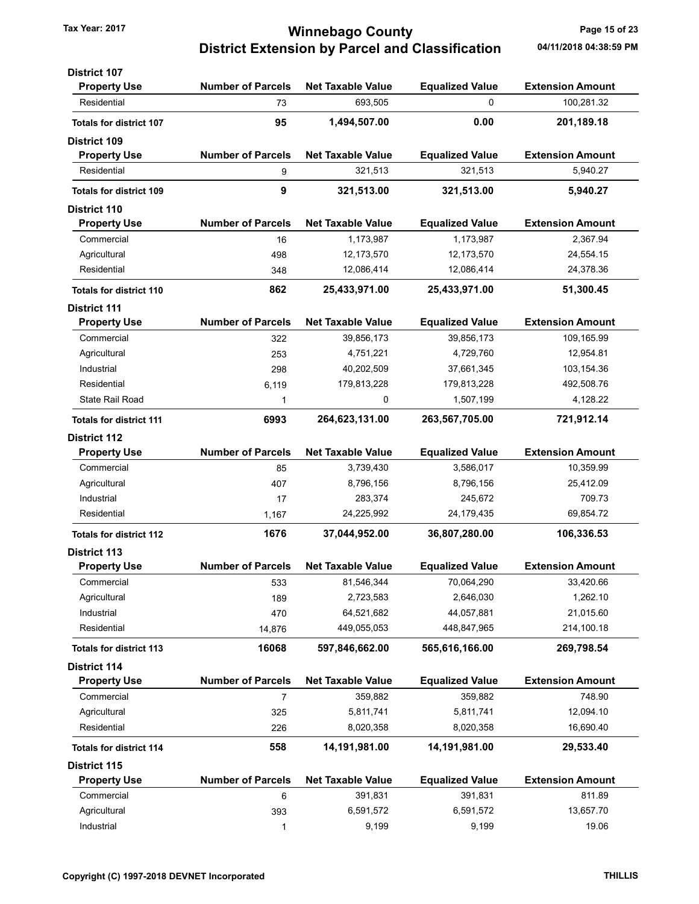# Winnebago County
## District Extension by Parcel and Classification

Tax Year: 2017

04/11/2018 04:38:59 PM

**District 107**

| Property Use | Number of Parcels | Net Taxable Value | Equalized Value | Extension Amount |
|---|---|---|---|---|
| Residential | 73 | 693,505 | 0 | 100,281.32 |
| **Totals for district 107** | **95** | **1,494,507.00** | **0.00** | **201,189.18** |

**District 109**

| Property Use | Number of Parcels | Net Taxable Value | Equalized Value | Extension Amount |
|---|---|---|---|---|
| Residential | 9 | 321,513 | 321,513 | 5,940.27 |
| **Totals for district 109** | **9** | **321,513.00** | **321,513.00** | **5,940.27** |

**District 110**

| Property Use | Number of Parcels | Net Taxable Value | Equalized Value | Extension Amount |
|---|---|---|---|---|
| Commercial | 16 | 1,173,987 | 1,173,987 | 2,367.94 |
| Agricultural | 498 | 12,173,570 | 12,173,570 | 24,554.15 |
| Residential | 348 | 12,086,414 | 12,086,414 | 24,378.36 |
| **Totals for district 110** | **862** | **25,433,971.00** | **25,433,971.00** | **51,300.45** |

**District 111**

| Property Use | Number of Parcels | Net Taxable Value | Equalized Value | Extension Amount |
|---|---|---|---|---|
| Commercial | 322 | 39,856,173 | 39,856,173 | 109,165.99 |
| Agricultural | 253 | 4,751,221 | 4,729,760 | 12,954.81 |
| Industrial | 298 | 40,202,509 | 37,661,345 | 103,154.36 |
| Residential | 6,119 | 179,813,228 | 179,813,228 | 492,508.76 |
| State Rail Road | 1 | 0 | 1,507,199 | 4,128.22 |
| **Totals for district 111** | **6993** | **264,623,131.00** | **263,567,705.00** | **721,912.14** |

**District 112**

| Property Use | Number of Parcels | Net Taxable Value | Equalized Value | Extension Amount |
|---|---|---|---|---|
| Commercial | 85 | 3,739,430 | 3,586,017 | 10,359.99 |
| Agricultural | 407 | 8,796,156 | 8,796,156 | 25,412.09 |
| Industrial | 17 | 283,374 | 245,672 | 709.73 |
| Residential | 1,167 | 24,225,992 | 24,179,435 | 69,854.72 |
| **Totals for district 112** | **1676** | **37,044,952.00** | **36,807,280.00** | **106,336.53** |

**District 113**

| Property Use | Number of Parcels | Net Taxable Value | Equalized Value | Extension Amount |
|---|---|---|---|---|
| Commercial | 533 | 81,546,344 | 70,064,290 | 33,420.66 |
| Agricultural | 189 | 2,723,583 | 2,646,030 | 1,262.10 |
| Industrial | 470 | 64,521,682 | 44,057,881 | 21,015.60 |
| Residential | 14,876 | 449,055,053 | 448,847,965 | 214,100.18 |
| **Totals for district 113** | **16068** | **597,846,662.00** | **565,616,166.00** | **269,798.54** |

**District 114**

| Property Use | Number of Parcels | Net Taxable Value | Equalized Value | Extension Amount |
|---|---|---|---|---|
| Commercial | 7 | 359,882 | 359,882 | 748.90 |
| Agricultural | 325 | 5,811,741 | 5,811,741 | 12,094.10 |
| Residential | 226 | 8,020,358 | 8,020,358 | 16,690.40 |
| **Totals for district 114** | **558** | **14,191,981.00** | **14,191,981.00** | **29,533.40** |

**District 115**

| Property Use | Number of Parcels | Net Taxable Value | Equalized Value | Extension Amount |
|---|---|---|---|---|
| Commercial | 6 | 391,831 | 391,831 | 811.89 |
| Agricultural | 393 | 6,591,572 | 6,591,572 | 13,657.70 |
| Industrial | 1 | 9,199 | 9,199 | 19.06 |

Copyright (C) 1997-2018 DEVNET Incorporated

THILLIS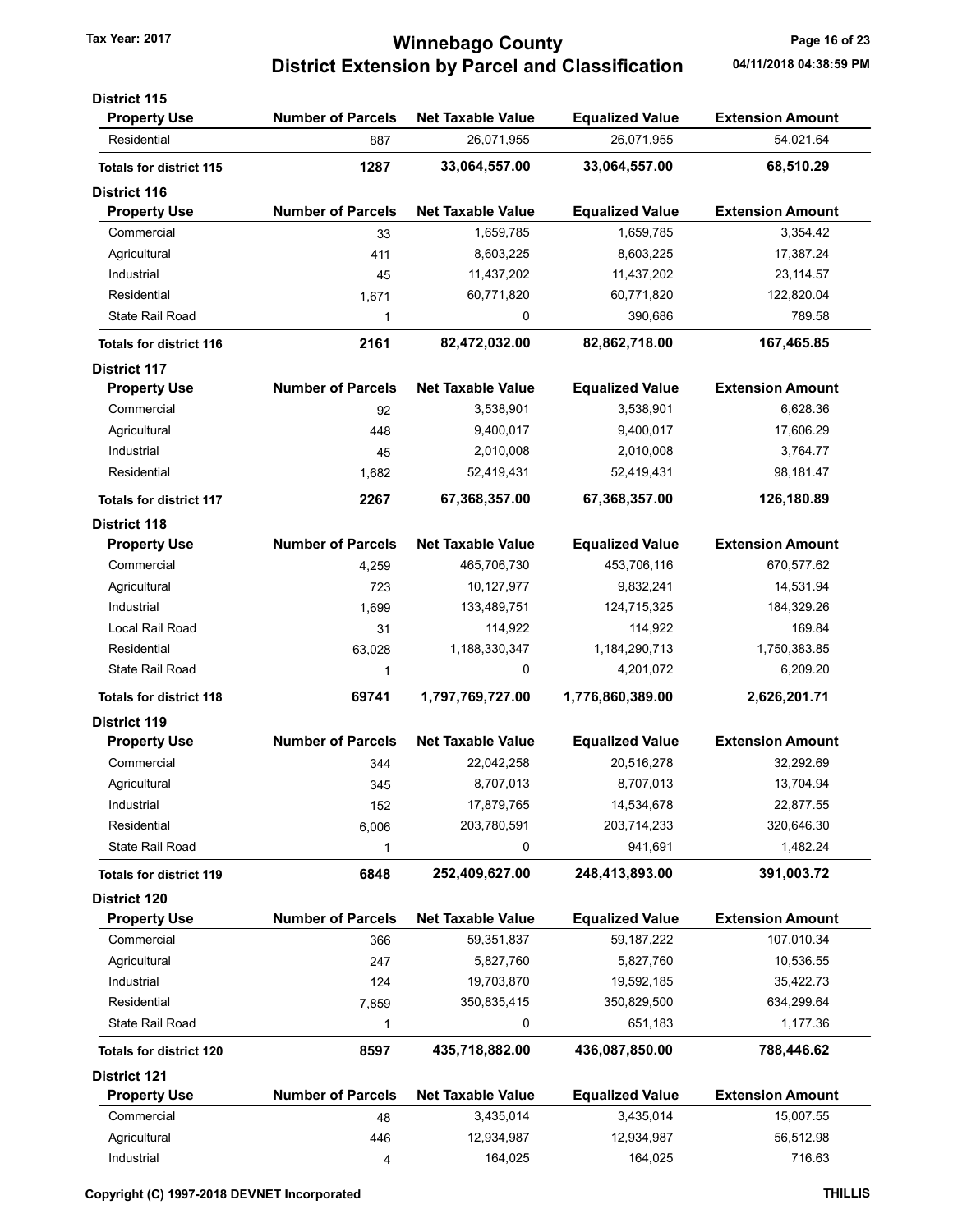### District 115

| Property Use | Number of Parcels | Net Taxable Value | Equalized Value | Extension Amount |
|---|---|---|---|---|
| Residential | 887 | 26,071,955 | 26,071,955 | 54,021.64 |
| **Totals for district 115** | **1287** | **33,064,557.00** | **33,064,557.00** | **68,510.29** |

### District 116

| Property Use | Number of Parcels | Net Taxable Value | Equalized Value | Extension Amount |
|---|---|---|---|---|
| Commercial | 33 | 1,659,785 | 1,659,785 | 3,354.42 |
| Agricultural | 411 | 8,603,225 | 8,603,225 | 17,387.24 |
| Industrial | 45 | 11,437,202 | 11,437,202 | 23,114.57 |
| Residential | 1,671 | 60,771,820 | 60,771,820 | 122,820.04 |
| State Rail Road | 1 | 0 | 390,686 | 789.58 |
| **Totals for district 116** | **2161** | **82,472,032.00** | **82,862,718.00** | **167,465.85** |

### District 117

| Property Use | Number of Parcels | Net Taxable Value | Equalized Value | Extension Amount |
|---|---|---|---|---|
| Commercial | 92 | 3,538,901 | 3,538,901 | 6,628.36 |
| Agricultural | 448 | 9,400,017 | 9,400,017 | 17,606.29 |
| Industrial | 45 | 2,010,008 | 2,010,008 | 3,764.77 |
| Residential | 1,682 | 52,419,431 | 52,419,431 | 98,181.47 |
| **Totals for district 117** | **2267** | **67,368,357.00** | **67,368,357.00** | **126,180.89** |

### District 118

| Property Use | Number of Parcels | Net Taxable Value | Equalized Value | Extension Amount |
|---|---|---|---|---|
| Commercial | 4,259 | 465,706,730 | 453,706,116 | 670,577.62 |
| Agricultural | 723 | 10,127,977 | 9,832,241 | 14,531.94 |
| Industrial | 1,699 | 133,489,751 | 124,715,325 | 184,329.26 |
| Local Rail Road | 31 | 114,922 | 114,922 | 169.84 |
| Residential | 63,028 | 1,188,330,347 | 1,184,290,713 | 1,750,383.85 |
| State Rail Road | 1 | 0 | 4,201,072 | 6,209.20 |
| **Totals for district 118** | **69741** | **1,797,769,727.00** | **1,776,860,389.00** | **2,626,201.71** |

### District 119

| Property Use | Number of Parcels | Net Taxable Value | Equalized Value | Extension Amount |
|---|---|---|---|---|
| Commercial | 344 | 22,042,258 | 20,516,278 | 32,292.69 |
| Agricultural | 345 | 8,707,013 | 8,707,013 | 13,704.94 |
| Industrial | 152 | 17,879,765 | 14,534,678 | 22,877.55 |
| Residential | 6,006 | 203,780,591 | 203,714,233 | 320,646.30 |
| State Rail Road | 1 | 0 | 941,691 | 1,482.24 |
| **Totals for district 119** | **6848** | **252,409,627.00** | **248,413,893.00** | **391,003.72** |

### District 120

| Property Use | Number of Parcels | Net Taxable Value | Equalized Value | Extension Amount |
|---|---|---|---|---|
| Commercial | 366 | 59,351,837 | 59,187,222 | 107,010.34 |
| Agricultural | 247 | 5,827,760 | 5,827,760 | 10,536.55 |
| Industrial | 124 | 19,703,870 | 19,592,185 | 35,422.73 |
| Residential | 7,859 | 350,835,415 | 350,829,500 | 634,299.64 |
| State Rail Road | 1 | 0 | 651,183 | 1,177.36 |
| **Totals for district 120** | **8597** | **435,718,882.00** | **436,087,850.00** | **788,446.62** |

### District 121

| Property Use | Number of Parcels | Net Taxable Value | Equalized Value | Extension Amount |
|---|---|---|---|---|
| Commercial | 48 | 3,435,014 | 3,435,014 | 15,007.55 |
| Agricultural | 446 | 12,934,987 | 12,934,987 | 56,512.98 |
| Industrial | 4 | 164,025 | 164,025 | 716.63 |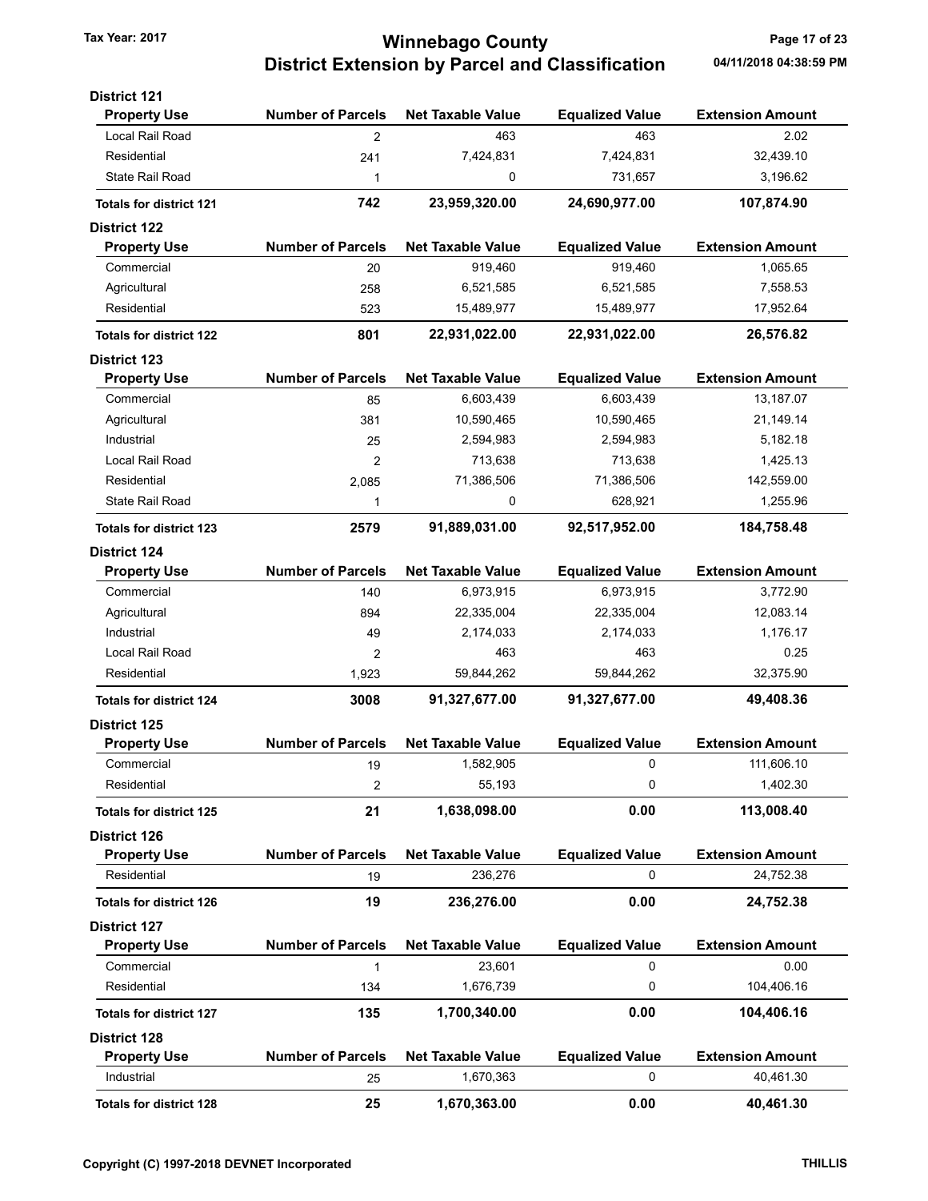## District 121

| Property Use | Number of Parcels | Net Taxable Value | Equalized Value | Extension Amount |
|---|---|---|---|---|
| Local Rail Road | 2 | 463 | 463 | 2.02 |
| Residential | 241 | 7,424,831 | 7,424,831 | 32,439.10 |
| State Rail Road | 1 | 0 | 731,657 | 3,196.62 |
| **Totals for district 121** | **742** | **23,959,320.00** | **24,690,977.00** | **107,874.90** |

## District 122

| Property Use | Number of Parcels | Net Taxable Value | Equalized Value | Extension Amount |
|---|---|---|---|---|
| Commercial | 20 | 919,460 | 919,460 | 1,065.65 |
| Agricultural | 258 | 6,521,585 | 6,521,585 | 7,558.53 |
| Residential | 523 | 15,489,977 | 15,489,977 | 17,952.64 |
| **Totals for district 122** | **801** | **22,931,022.00** | **22,931,022.00** | **26,576.82** |

## District 123

| Property Use | Number of Parcels | Net Taxable Value | Equalized Value | Extension Amount |
|---|---|---|---|---|
| Commercial | 85 | 6,603,439 | 6,603,439 | 13,187.07 |
| Agricultural | 381 | 10,590,465 | 10,590,465 | 21,149.14 |
| Industrial | 25 | 2,594,983 | 2,594,983 | 5,182.18 |
| Local Rail Road | 2 | 713,638 | 713,638 | 1,425.13 |
| Residential | 2,085 | 71,386,506 | 71,386,506 | 142,559.00 |
| State Rail Road | 1 | 0 | 628,921 | 1,255.96 |
| **Totals for district 123** | **2579** | **91,889,031.00** | **92,517,952.00** | **184,758.48** |

## District 124

| Property Use | Number of Parcels | Net Taxable Value | Equalized Value | Extension Amount |
|---|---|---|---|---|
| Commercial | 140 | 6,973,915 | 6,973,915 | 3,772.90 |
| Agricultural | 894 | 22,335,004 | 22,335,004 | 12,083.14 |
| Industrial | 49 | 2,174,033 | 2,174,033 | 1,176.17 |
| Local Rail Road | 2 | 463 | 463 | 0.25 |
| Residential | 1,923 | 59,844,262 | 59,844,262 | 32,375.90 |
| **Totals for district 124** | **3008** | **91,327,677.00** | **91,327,677.00** | **49,408.36** |

## District 125

| Property Use | Number of Parcels | Net Taxable Value | Equalized Value | Extension Amount |
|---|---|---|---|---|
| Commercial | 19 | 1,582,905 | 0 | 111,606.10 |
| Residential | 2 | 55,193 | 0 | 1,402.30 |
| **Totals for district 125** | **21** | **1,638,098.00** | **0.00** | **113,008.40** |

## District 126

| Property Use | Number of Parcels | Net Taxable Value | Equalized Value | Extension Amount |
|---|---|---|---|---|
| Residential | 19 | 236,276 | 0 | 24,752.38 |
| **Totals for district 126** | **19** | **236,276.00** | **0.00** | **24,752.38** |

## District 127

| Property Use | Number of Parcels | Net Taxable Value | Equalized Value | Extension Amount |
|---|---|---|---|---|
| Commercial | 1 | 23,601 | 0 | 0.00 |
| Residential | 134 | 1,676,739 | 0 | 104,406.16 |
| **Totals for district 127** | **135** | **1,700,340.00** | **0.00** | **104,406.16** |

## District 128

| Property Use | Number of Parcels | Net Taxable Value | Equalized Value | Extension Amount |
|---|---|---|---|---|
| Industrial | 25 | 1,670,363 | 0 | 40,461.30 |
| **Totals for district 128** | **25** | **1,670,363.00** | **0.00** | **40,461.30** |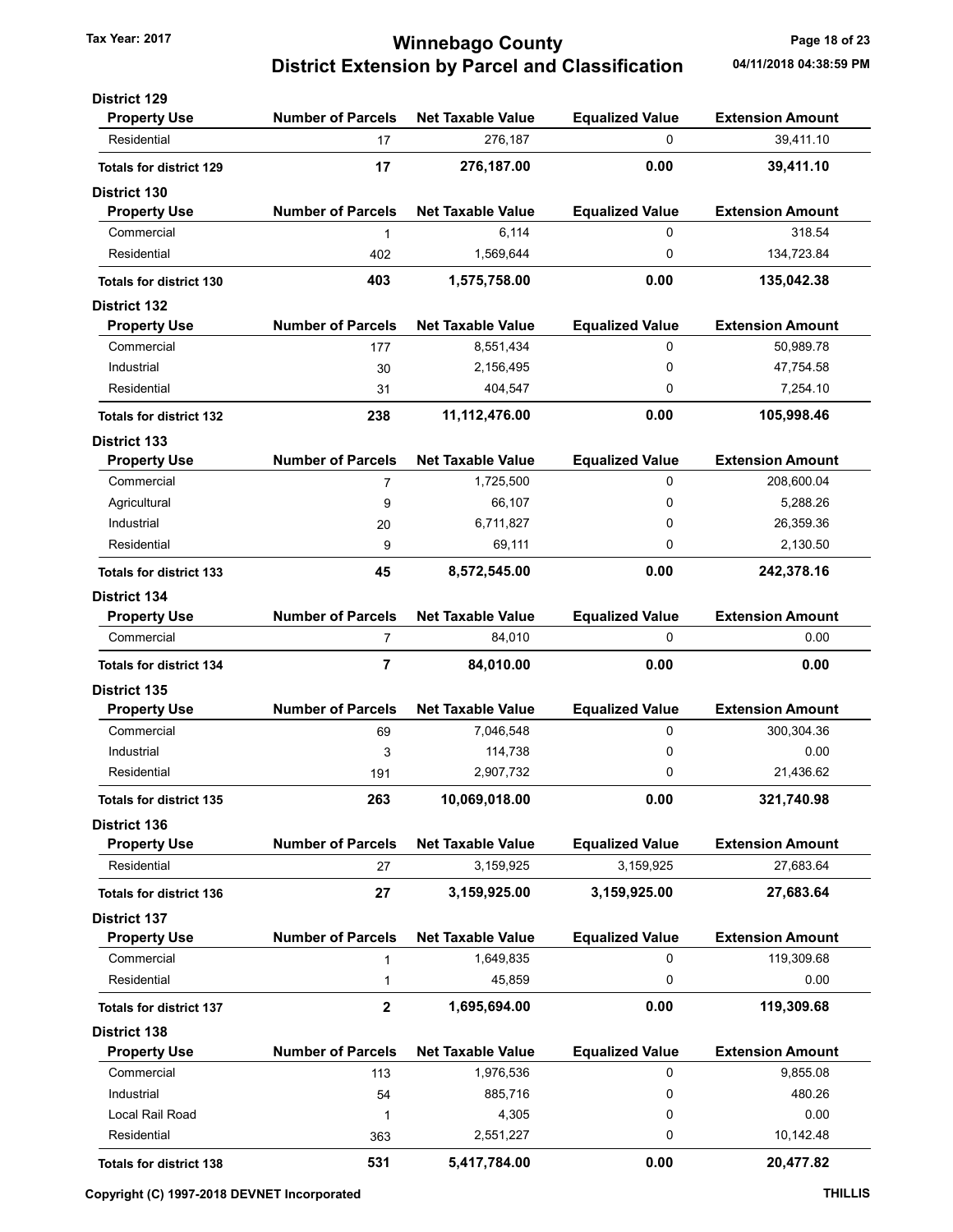# Winnebago County
## District Extension by Parcel and Classification

Tax Year: 2017

04/11/2018 04:38:59 PM

### District 129

| Property Use | Number of Parcels | Net Taxable Value | Equalized Value | Extension Amount |
|---|---|---|---|---|
| Residential | 17 | 276,187 | 0 | 39,411.10 |
| **Totals for district 129** | **17** | **276,187.00** | **0.00** | **39,411.10** |

### District 130

| Property Use | Number of Parcels | Net Taxable Value | Equalized Value | Extension Amount |
|---|---|---|---|---|
| Commercial | 1 | 6,114 | 0 | 318.54 |
| Residential | 402 | 1,569,644 | 0 | 134,723.84 |
| **Totals for district 130** | **403** | **1,575,758.00** | **0.00** | **135,042.38** |

### District 132

| Property Use | Number of Parcels | Net Taxable Value | Equalized Value | Extension Amount |
|---|---|---|---|---|
| Commercial | 177 | 8,551,434 | 0 | 50,989.78 |
| Industrial | 30 | 2,156,495 | 0 | 47,754.58 |
| Residential | 31 | 404,547 | 0 | 7,254.10 |
| **Totals for district 132** | **238** | **11,112,476.00** | **0.00** | **105,998.46** |

### District 133

| Property Use | Number of Parcels | Net Taxable Value | Equalized Value | Extension Amount |
|---|---|---|---|---|
| Commercial | 7 | 1,725,500 | 0 | 208,600.04 |
| Agricultural | 9 | 66,107 | 0 | 5,288.26 |
| Industrial | 20 | 6,711,827 | 0 | 26,359.36 |
| Residential | 9 | 69,111 | 0 | 2,130.50 |
| **Totals for district 133** | **45** | **8,572,545.00** | **0.00** | **242,378.16** |

### District 134

| Property Use | Number of Parcels | Net Taxable Value | Equalized Value | Extension Amount |
|---|---|---|---|---|
| Commercial | 7 | 84,010 | 0 | 0.00 |
| **Totals for district 134** | **7** | **84,010.00** | **0.00** | **0.00** |

### District 135

| Property Use | Number of Parcels | Net Taxable Value | Equalized Value | Extension Amount |
|---|---|---|---|---|
| Commercial | 69 | 7,046,548 | 0 | 300,304.36 |
| Industrial | 3 | 114,738 | 0 | 0.00 |
| Residential | 191 | 2,907,732 | 0 | 21,436.62 |
| **Totals for district 135** | **263** | **10,069,018.00** | **0.00** | **321,740.98** |

### District 136

| Property Use | Number of Parcels | Net Taxable Value | Equalized Value | Extension Amount |
|---|---|---|---|---|
| Residential | 27 | 3,159,925 | 3,159,925 | 27,683.64 |
| **Totals for district 136** | **27** | **3,159,925.00** | **3,159,925.00** | **27,683.64** |

### District 137

| Property Use | Number of Parcels | Net Taxable Value | Equalized Value | Extension Amount |
|---|---|---|---|---|
| Commercial | 1 | 1,649,835 | 0 | 119,309.68 |
| Residential | 1 | 45,859 | 0 | 0.00 |
| **Totals for district 137** | **2** | **1,695,694.00** | **0.00** | **119,309.68** |

### District 138

| Property Use | Number of Parcels | Net Taxable Value | Equalized Value | Extension Amount |
|---|---|---|---|---|
| Commercial | 113 | 1,976,536 | 0 | 9,855.08 |
| Industrial | 54 | 885,716 | 0 | 480.26 |
| Local Rail Road | 1 | 4,305 | 0 | 0.00 |
| Residential | 363 | 2,551,227 | 0 | 10,142.48 |
| **Totals for district 138** | **531** | **5,417,784.00** | **0.00** | **20,477.82** |

Copyright (C) 1997-2018 DEVNET Incorporated THILLIS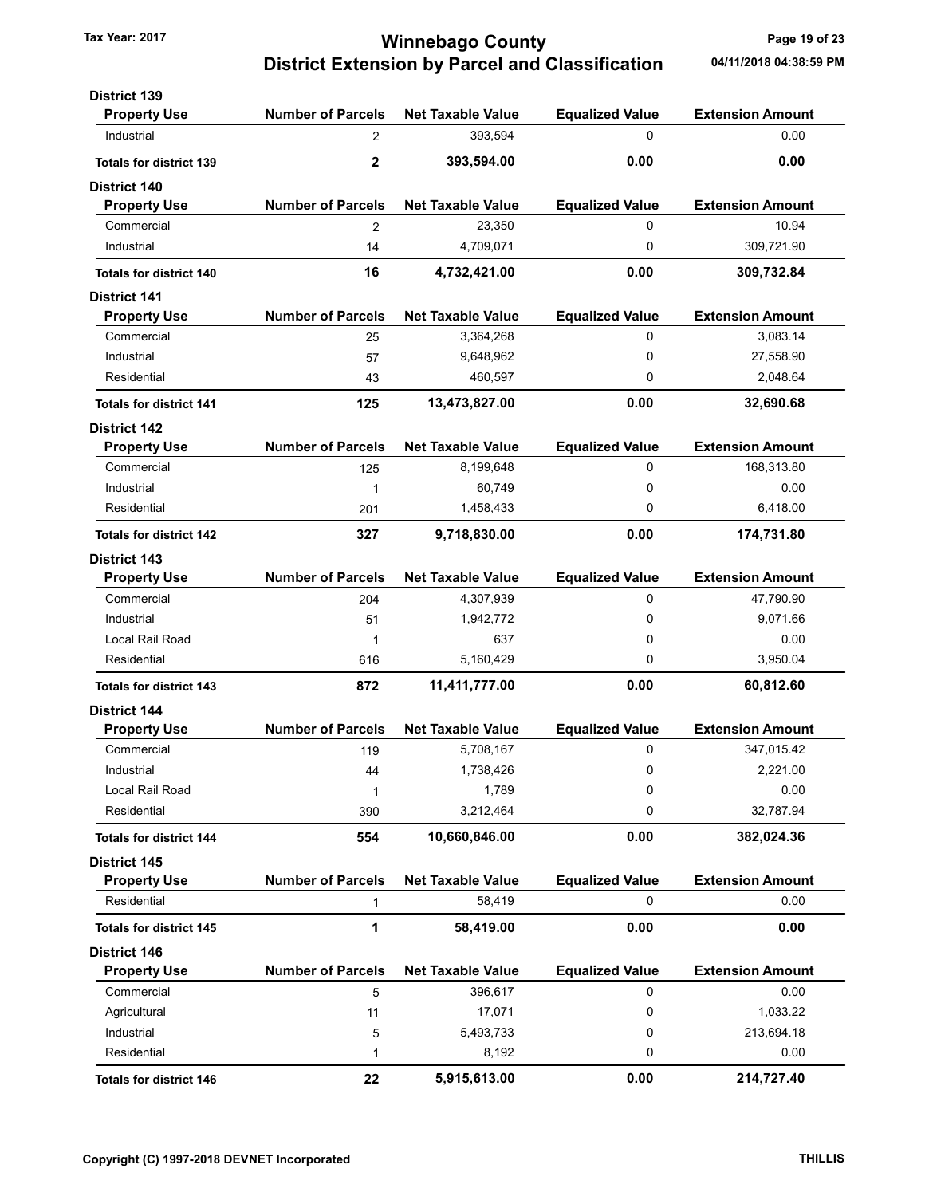# Winnebago County
## District Extension by Parcel and Classification

Tax Year: 2017

04/11/2018 04:38:59 PM

### District 139

| Property Use | Number of Parcels | Net Taxable Value | Equalized Value | Extension Amount |
|---|---|---|---|---|
| Industrial | 2 | 393,594 | 0 | 0.00 |
| **Totals for district 139** | **2** | **393,594.00** | **0.00** | **0.00** |

### District 140

| Property Use | Number of Parcels | Net Taxable Value | Equalized Value | Extension Amount |
|---|---|---|---|---|
| Commercial | 2 | 23,350 | 0 | 10.94 |
| Industrial | 14 | 4,709,071 | 0 | 309,721.90 |
| **Totals for district 140** | **16** | **4,732,421.00** | **0.00** | **309,732.84** |

### District 141

| Property Use | Number of Parcels | Net Taxable Value | Equalized Value | Extension Amount |
|---|---|---|---|---|
| Commercial | 25 | 3,364,268 | 0 | 3,083.14 |
| Industrial | 57 | 9,648,962 | 0 | 27,558.90 |
| Residential | 43 | 460,597 | 0 | 2,048.64 |
| **Totals for district 141** | **125** | **13,473,827.00** | **0.00** | **32,690.68** |

### District 142

| Property Use | Number of Parcels | Net Taxable Value | Equalized Value | Extension Amount |
|---|---|---|---|---|
| Commercial | 125 | 8,199,648 | 0 | 168,313.80 |
| Industrial | 1 | 60,749 | 0 | 0.00 |
| Residential | 201 | 1,458,433 | 0 | 6,418.00 |
| **Totals for district 142** | **327** | **9,718,830.00** | **0.00** | **174,731.80** |

### District 143

| Property Use | Number of Parcels | Net Taxable Value | Equalized Value | Extension Amount |
|---|---|---|---|---|
| Commercial | 204 | 4,307,939 | 0 | 47,790.90 |
| Industrial | 51 | 1,942,772 | 0 | 9,071.66 |
| Local Rail Road | 1 | 637 | 0 | 0.00 |
| Residential | 616 | 5,160,429 | 0 | 3,950.04 |
| **Totals for district 143** | **872** | **11,411,777.00** | **0.00** | **60,812.60** |

### District 144

| Property Use | Number of Parcels | Net Taxable Value | Equalized Value | Extension Amount |
|---|---|---|---|---|
| Commercial | 119 | 5,708,167 | 0 | 347,015.42 |
| Industrial | 44 | 1,738,426 | 0 | 2,221.00 |
| Local Rail Road | 1 | 1,789 | 0 | 0.00 |
| Residential | 390 | 3,212,464 | 0 | 32,787.94 |
| **Totals for district 144** | **554** | **10,660,846.00** | **0.00** | **382,024.36** |

### District 145

| Property Use | Number of Parcels | Net Taxable Value | Equalized Value | Extension Amount |
|---|---|---|---|---|
| Residential | 1 | 58,419 | 0 | 0.00 |
| **Totals for district 145** | **1** | **58,419.00** | **0.00** | **0.00** |

### District 146

| Property Use | Number of Parcels | Net Taxable Value | Equalized Value | Extension Amount |
|---|---|---|---|---|
| Commercial | 5 | 396,617 | 0 | 0.00 |
| Agricultural | 11 | 17,071 | 0 | 1,033.22 |
| Industrial | 5 | 5,493,733 | 0 | 213,694.18 |
| Residential | 1 | 8,192 | 0 | 0.00 |
| **Totals for district 146** | **22** | **5,915,613.00** | **0.00** | **214,727.40** |

Copyright (C) 1997-2018 DEVNET Incorporated

THILLIS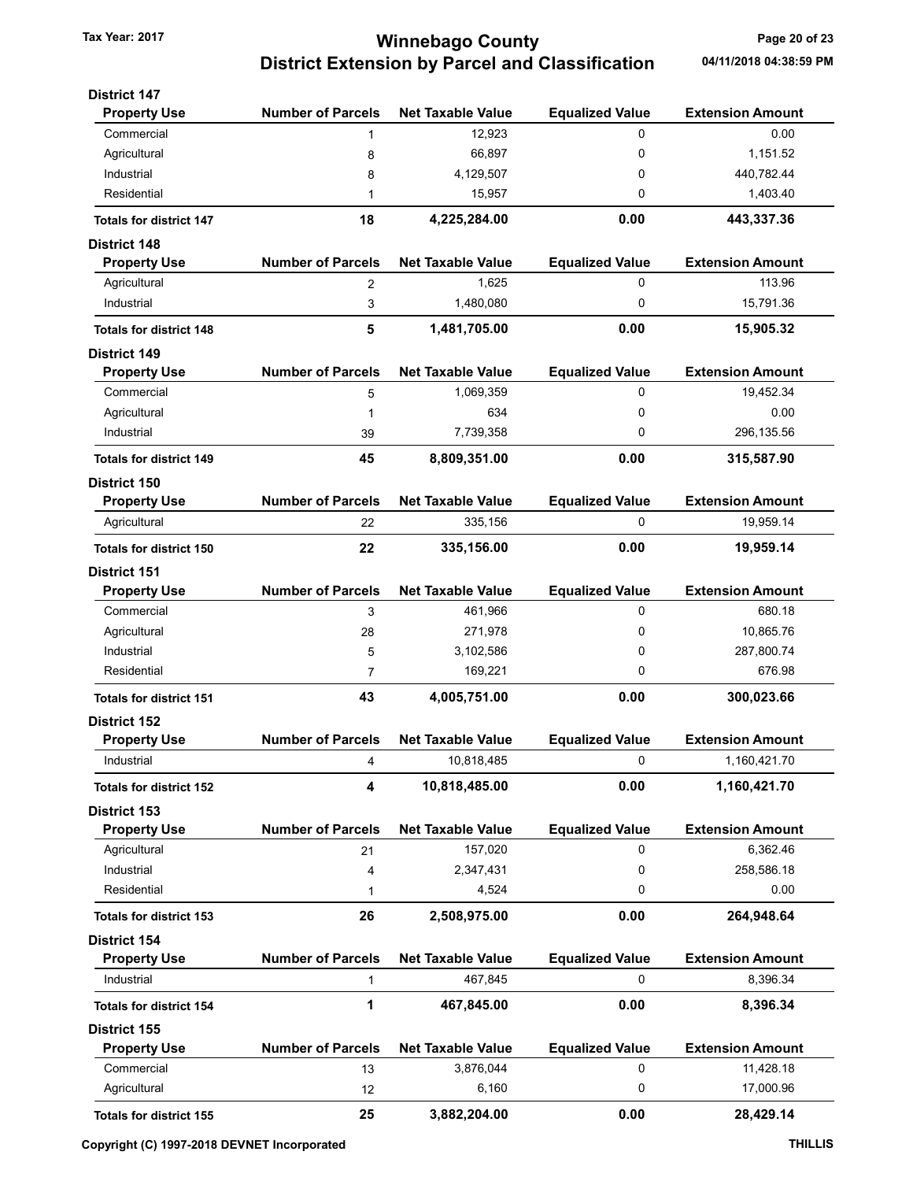# Winnebago County
## District Extension by Parcel and Classification

Tax Year: 2017

04/11/2018 04:38:59 PM

### District 147

| Property Use | Number of Parcels | Net Taxable Value | Equalized Value | Extension Amount |
|---|---|---|---|---|
| Commercial | 1 | 12,923 | 0 | 0.00 |
| Agricultural | 8 | 66,897 | 0 | 1,151.52 |
| Industrial | 8 | 4,129,507 | 0 | 440,782.44 |
| Residential | 1 | 15,957 | 0 | 1,403.40 |
| **Totals for district 147** | **18** | **4,225,284.00** | **0.00** | **443,337.36** |

### District 148

| Property Use | Number of Parcels | Net Taxable Value | Equalized Value | Extension Amount |
|---|---|---|---|---|
| Agricultural | 2 | 1,625 | 0 | 113.96 |
| Industrial | 3 | 1,480,080 | 0 | 15,791.36 |
| **Totals for district 148** | **5** | **1,481,705.00** | **0.00** | **15,905.32** |

### District 149

| Property Use | Number of Parcels | Net Taxable Value | Equalized Value | Extension Amount |
|---|---|---|---|---|
| Commercial | 5 | 1,069,359 | 0 | 19,452.34 |
| Agricultural | 1 | 634 | 0 | 0.00 |
| Industrial | 39 | 7,739,358 | 0 | 296,135.56 |
| **Totals for district 149** | **45** | **8,809,351.00** | **0.00** | **315,587.90** |

### District 150

| Property Use | Number of Parcels | Net Taxable Value | Equalized Value | Extension Amount |
|---|---|---|---|---|
| Agricultural | 22 | 335,156 | 0 | 19,959.14 |
| **Totals for district 150** | **22** | **335,156.00** | **0.00** | **19,959.14** |

### District 151

| Property Use | Number of Parcels | Net Taxable Value | Equalized Value | Extension Amount |
|---|---|---|---|---|
| Commercial | 3 | 461,966 | 0 | 680.18 |
| Agricultural | 28 | 271,978 | 0 | 10,865.76 |
| Industrial | 5 | 3,102,586 | 0 | 287,800.74 |
| Residential | 7 | 169,221 | 0 | 676.98 |
| **Totals for district 151** | **43** | **4,005,751.00** | **0.00** | **300,023.66** |

### District 152

| Property Use | Number of Parcels | Net Taxable Value | Equalized Value | Extension Amount |
|---|---|---|---|---|
| Industrial | 4 | 10,818,485 | 0 | 1,160,421.70 |
| **Totals for district 152** | **4** | **10,818,485.00** | **0.00** | **1,160,421.70** |

### District 153

| Property Use | Number of Parcels | Net Taxable Value | Equalized Value | Extension Amount |
|---|---|---|---|---|
| Agricultural | 21 | 157,020 | 0 | 6,362.46 |
| Industrial | 4 | 2,347,431 | 0 | 258,586.18 |
| Residential | 1 | 4,524 | 0 | 0.00 |
| **Totals for district 153** | **26** | **2,508,975.00** | **0.00** | **264,948.64** |

### District 154

| Property Use | Number of Parcels | Net Taxable Value | Equalized Value | Extension Amount |
|---|---|---|---|---|
| Industrial | 1 | 467,845 | 0 | 8,396.34 |
| **Totals for district 154** | **1** | **467,845.00** | **0.00** | **8,396.34** |

### District 155

| Property Use | Number of Parcels | Net Taxable Value | Equalized Value | Extension Amount |
|---|---|---|---|---|
| Commercial | 13 | 3,876,044 | 0 | 11,428.18 |
| Agricultural | 12 | 6,160 | 0 | 17,000.96 |
| **Totals for district 155** | **25** | **3,882,204.00** | **0.00** | **28,429.14** |

Copyright (C) 1997-2018 DEVNET Incorporated — THILLIS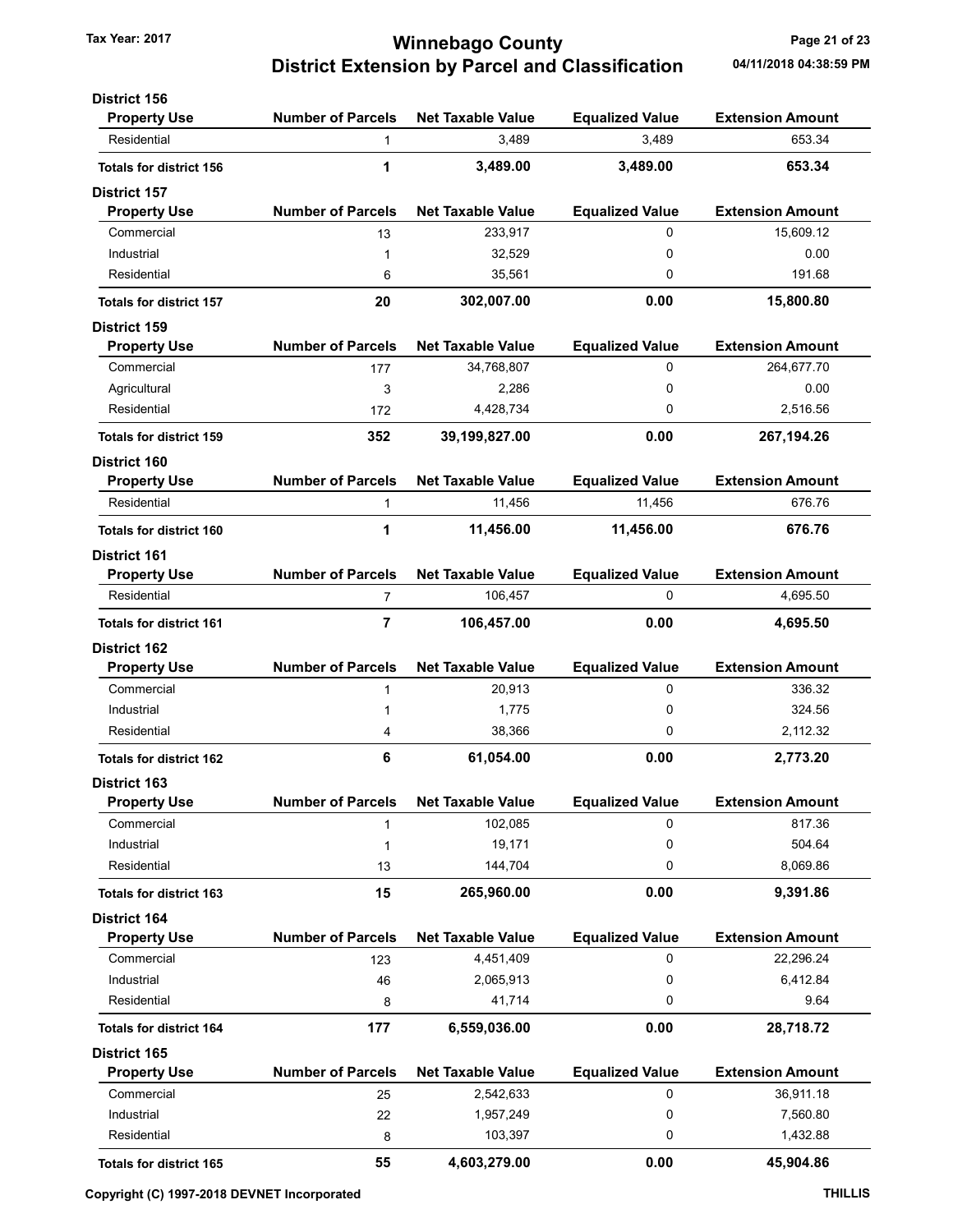# Winnebago County
## District Extension by Parcel and Classification

Tax Year: 2017

04/11/2018 04:38:59 PM

### District 156

| Property Use | Number of Parcels | Net Taxable Value | Equalized Value | Extension Amount |
|---|---|---|---|---|
| Residential | 1 | 3,489 | 3,489 | 653.34 |
| **Totals for district 156** | **1** | **3,489.00** | **3,489.00** | **653.34** |

### District 157

| Property Use | Number of Parcels | Net Taxable Value | Equalized Value | Extension Amount |
|---|---|---|---|---|
| Commercial | 13 | 233,917 | 0 | 15,609.12 |
| Industrial | 1 | 32,529 | 0 | 0.00 |
| Residential | 6 | 35,561 | 0 | 191.68 |
| **Totals for district 157** | **20** | **302,007.00** | **0.00** | **15,800.80** |

### District 159

| Property Use | Number of Parcels | Net Taxable Value | Equalized Value | Extension Amount |
|---|---|---|---|---|
| Commercial | 177 | 34,768,807 | 0 | 264,677.70 |
| Agricultural | 3 | 2,286 | 0 | 0.00 |
| Residential | 172 | 4,428,734 | 0 | 2,516.56 |
| **Totals for district 159** | **352** | **39,199,827.00** | **0.00** | **267,194.26** |

### District 160

| Property Use | Number of Parcels | Net Taxable Value | Equalized Value | Extension Amount |
|---|---|---|---|---|
| Residential | 1 | 11,456 | 11,456 | 676.76 |
| **Totals for district 160** | **1** | **11,456.00** | **11,456.00** | **676.76** |

### District 161

| Property Use | Number of Parcels | Net Taxable Value | Equalized Value | Extension Amount |
|---|---|---|---|---|
| Residential | 7 | 106,457 | 0 | 4,695.50 |
| **Totals for district 161** | **7** | **106,457.00** | **0.00** | **4,695.50** |

### District 162

| Property Use | Number of Parcels | Net Taxable Value | Equalized Value | Extension Amount |
|---|---|---|---|---|
| Commercial | 1 | 20,913 | 0 | 336.32 |
| Industrial | 1 | 1,775 | 0 | 324.56 |
| Residential | 4 | 38,366 | 0 | 2,112.32 |
| **Totals for district 162** | **6** | **61,054.00** | **0.00** | **2,773.20** |

### District 163

| Property Use | Number of Parcels | Net Taxable Value | Equalized Value | Extension Amount |
|---|---|---|---|---|
| Commercial | 1 | 102,085 | 0 | 817.36 |
| Industrial | 1 | 19,171 | 0 | 504.64 |
| Residential | 13 | 144,704 | 0 | 8,069.86 |
| **Totals for district 163** | **15** | **265,960.00** | **0.00** | **9,391.86** |

### District 164

| Property Use | Number of Parcels | Net Taxable Value | Equalized Value | Extension Amount |
|---|---|---|---|---|
| Commercial | 123 | 4,451,409 | 0 | 22,296.24 |
| Industrial | 46 | 2,065,913 | 0 | 6,412.84 |
| Residential | 8 | 41,714 | 0 | 9.64 |
| **Totals for district 164** | **177** | **6,559,036.00** | **0.00** | **28,718.72** |

### District 165

| Property Use | Number of Parcels | Net Taxable Value | Equalized Value | Extension Amount |
|---|---|---|---|---|
| Commercial | 25 | 2,542,633 | 0 | 36,911.18 |
| Industrial | 22 | 1,957,249 | 0 | 7,560.80 |
| Residential | 8 | 103,397 | 0 | 1,432.88 |
| **Totals for district 165** | **55** | **4,603,279.00** | **0.00** | **45,904.86** |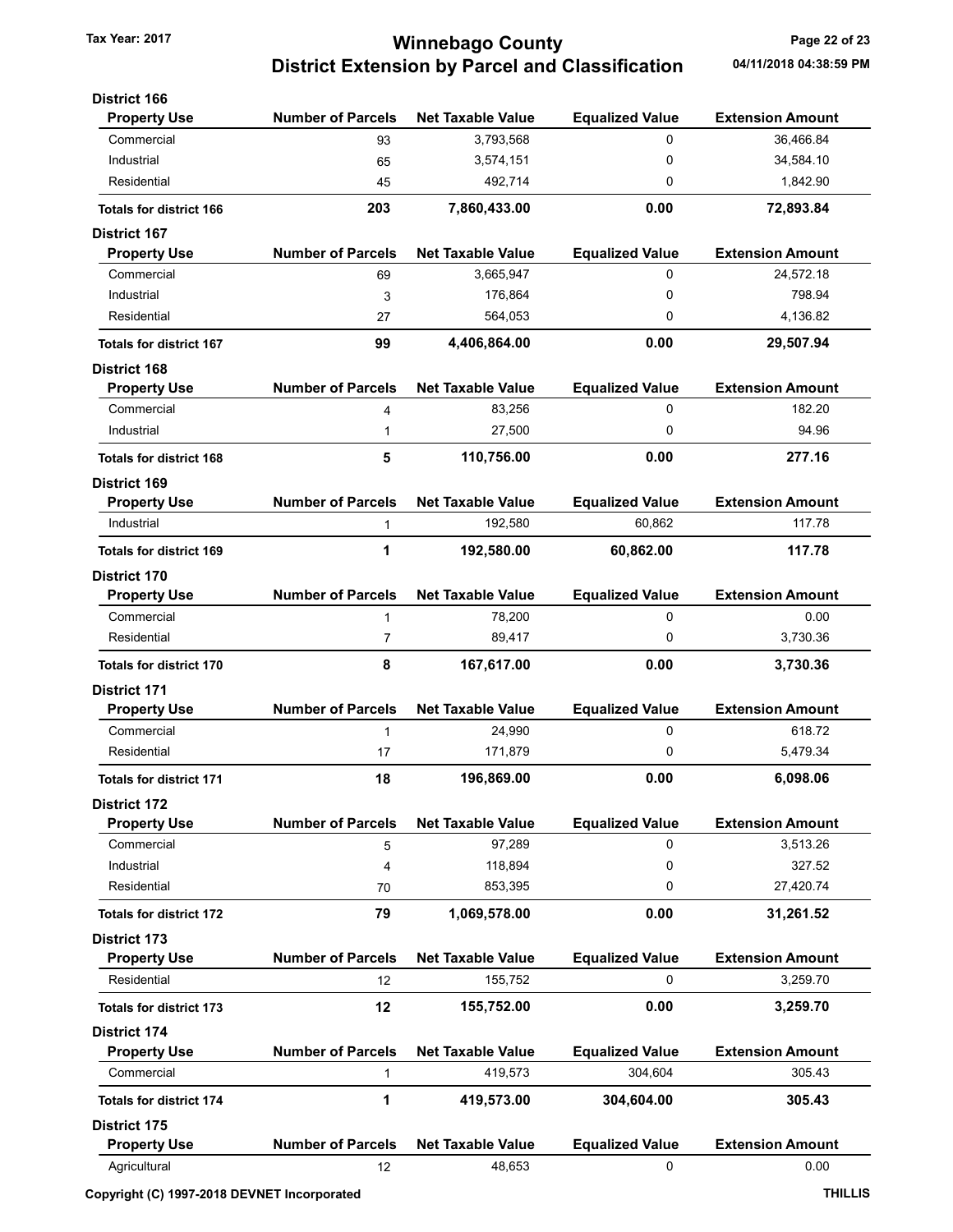### District 166

| Property Use | Number of Parcels | Net Taxable Value | Equalized Value | Extension Amount |
|---|---|---|---|---|
| Commercial | 93 | 3,793,568 | 0 | 36,466.84 |
| Industrial | 65 | 3,574,151 | 0 | 34,584.10 |
| Residential | 45 | 492,714 | 0 | 1,842.90 |
| **Totals for district 166** | **203** | **7,860,433.00** | **0.00** | **72,893.84** |

### District 167

| Property Use | Number of Parcels | Net Taxable Value | Equalized Value | Extension Amount |
|---|---|---|---|---|
| Commercial | 69 | 3,665,947 | 0 | 24,572.18 |
| Industrial | 3 | 176,864 | 0 | 798.94 |
| Residential | 27 | 564,053 | 0 | 4,136.82 |
| **Totals for district 167** | **99** | **4,406,864.00** | **0.00** | **29,507.94** |

### District 168

| Property Use | Number of Parcels | Net Taxable Value | Equalized Value | Extension Amount |
|---|---|---|---|---|
| Commercial | 4 | 83,256 | 0 | 182.20 |
| Industrial | 1 | 27,500 | 0 | 94.96 |
| **Totals for district 168** | **5** | **110,756.00** | **0.00** | **277.16** |

### District 169

| Property Use | Number of Parcels | Net Taxable Value | Equalized Value | Extension Amount |
|---|---|---|---|---|
| Industrial | 1 | 192,580 | 60,862 | 117.78 |
| **Totals for district 169** | **1** | **192,580.00** | **60,862.00** | **117.78** |

### District 170

| Property Use | Number of Parcels | Net Taxable Value | Equalized Value | Extension Amount |
|---|---|---|---|---|
| Commercial | 1 | 78,200 | 0 | 0.00 |
| Residential | 7 | 89,417 | 0 | 3,730.36 |
| **Totals for district 170** | **8** | **167,617.00** | **0.00** | **3,730.36** |

### District 171

| Property Use | Number of Parcels | Net Taxable Value | Equalized Value | Extension Amount |
|---|---|---|---|---|
| Commercial | 1 | 24,990 | 0 | 618.72 |
| Residential | 17 | 171,879 | 0 | 5,479.34 |
| **Totals for district 171** | **18** | **196,869.00** | **0.00** | **6,098.06** |

### District 172

| Property Use | Number of Parcels | Net Taxable Value | Equalized Value | Extension Amount |
|---|---|---|---|---|
| Commercial | 5 | 97,289 | 0 | 3,513.26 |
| Industrial | 4 | 118,894 | 0 | 327.52 |
| Residential | 70 | 853,395 | 0 | 27,420.74 |
| **Totals for district 172** | **79** | **1,069,578.00** | **0.00** | **31,261.52** |

### District 173

| Property Use | Number of Parcels | Net Taxable Value | Equalized Value | Extension Amount |
|---|---|---|---|---|
| Residential | 12 | 155,752 | 0 | 3,259.70 |
| **Totals for district 173** | **12** | **155,752.00** | **0.00** | **3,259.70** |

### District 174

| Property Use | Number of Parcels | Net Taxable Value | Equalized Value | Extension Amount |
|---|---|---|---|---|
| Commercial | 1 | 419,573 | 304,604 | 305.43 |
| **Totals for district 174** | **1** | **419,573.00** | **304,604.00** | **305.43** |

### District 175

| Property Use | Number of Parcels | Net Taxable Value | Equalized Value | Extension Amount |
|---|---|---|---|---|
| Agricultural | 12 | 48,653 | 0 | 0.00 |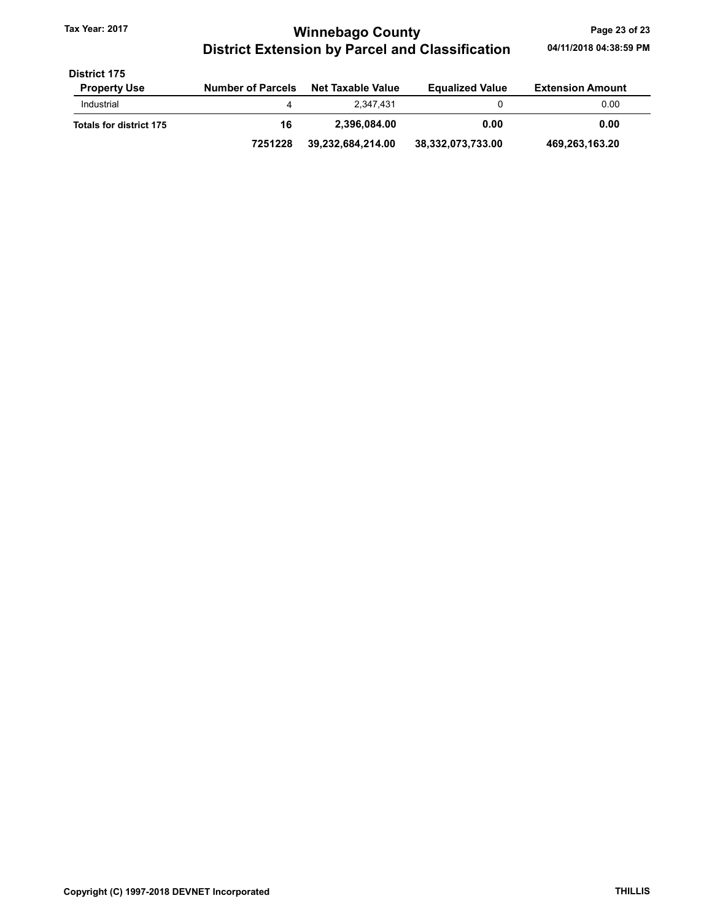**District 175**

| Property Use | Number of Parcels | Net Taxable Value | Equalized Value | Extension Amount |
|---|---|---|---|---|
| Industrial | 4 | 2,347,431 | 0 | 0.00 |
| **Totals for district 175** | **16** | **2,396,084.00** | **0.00** | **0.00** |
| | **7251228** | **39,232,684,214.00** | **38,332,073,733.00** | **469,263,163.20** |